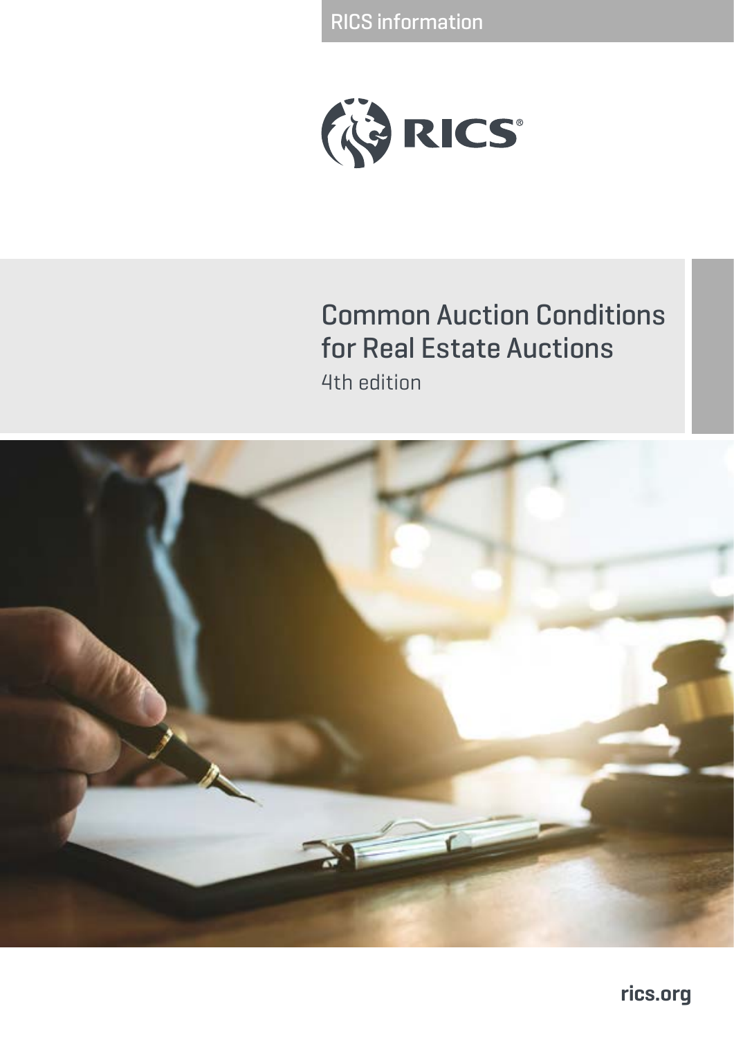RICS information

RICS

# Common Auction Conditions for Real Estate Auctions

4th edition

rics.org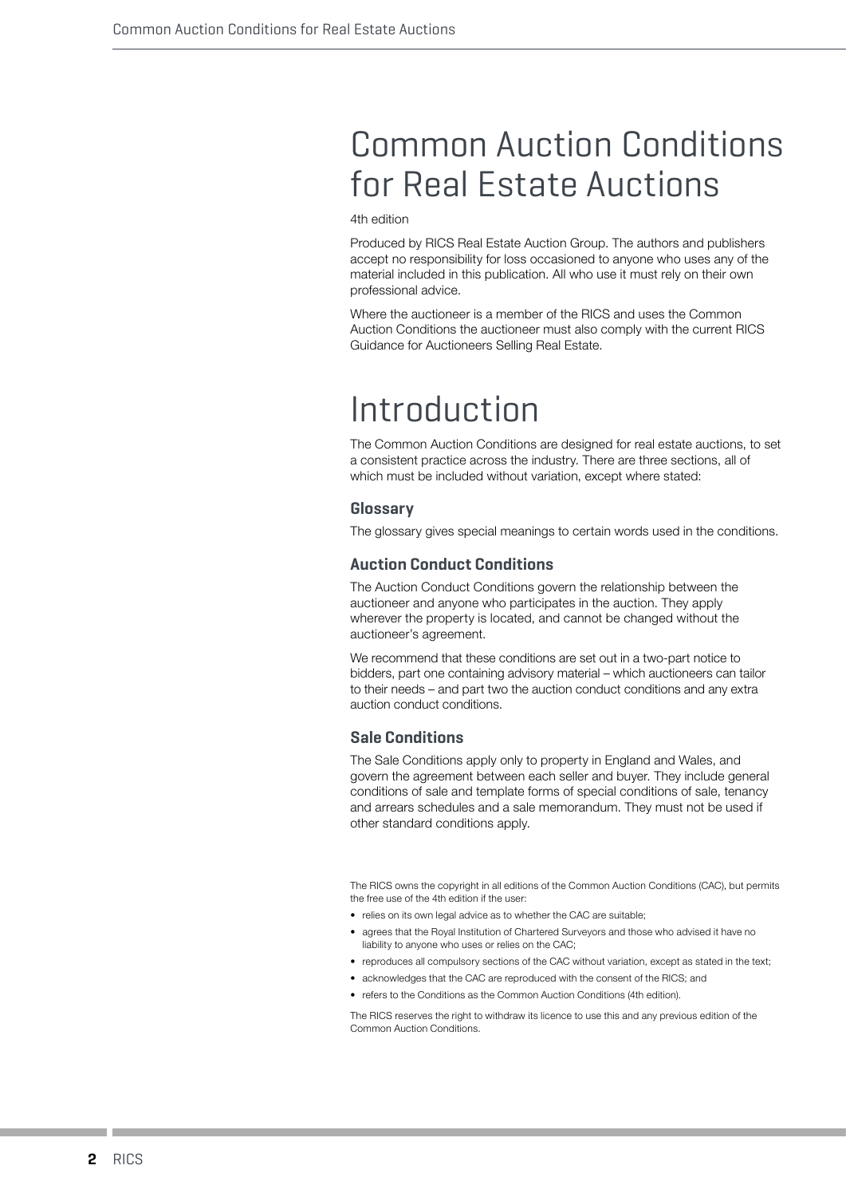# Common Auction Conditions for Real Estate Auctions

4th edition

Produced by RICS Real Estate Auction Group. The authors and publishers accept no responsibility for loss occasioned to anyone who uses any of the material included in this publication. All who use it must rely on their own professional advice.

Where the auctioneer is a member of the RICS and uses the Common Auction Conditions the auctioneer must also comply with the current RICS Guidance for Auctioneers Selling Real Estate.

# Introduction

The Common Auction Conditions are designed for real estate auctions, to set a consistent practice across the industry. There are three sections, all of which must be included without variation, except where stated:

### Glossary

The glossary gives special meanings to certain words used in the conditions.

### Auction Conduct Conditions

The Auction Conduct Conditions govern the relationship between the auctioneer and anyone who participates in the auction. They apply wherever the property is located, and cannot be changed without the auctioneer's agreement.

We recommend that these conditions are set out in a two-part notice to bidders, part one containing advisory material – which auctioneers can tailor to their needs – and part two the auction conduct conditions and any extra auction conduct conditions.

### Sale Conditions

The Sale Conditions apply only to property in England and Wales, and govern the agreement between each seller and buyer. They include general conditions of sale and template forms of special conditions of sale, tenancy and arrears schedules and a sale memorandum. They must not be used if other standard conditions apply.

The RICS owns the copyright in all editions of the Common Auction Conditions (CAC), but permits the free use of the 4th edition if the user:

- relies on its own legal advice as to whether the CAC are suitable;
- agrees that the Royal Institution of Chartered Surveyors and those who advised it have no liability to anyone who uses or relies on the CAC;
- reproduces all compulsory sections of the CAC without variation, except as stated in the text;
- acknowledges that the CAC are reproduced with the consent of the RICS; and
- refers to the Conditions as the Common Auction Conditions (4th edition).

The RICS reserves the right to withdraw its licence to use this and any previous edition of the Common Auction Conditions.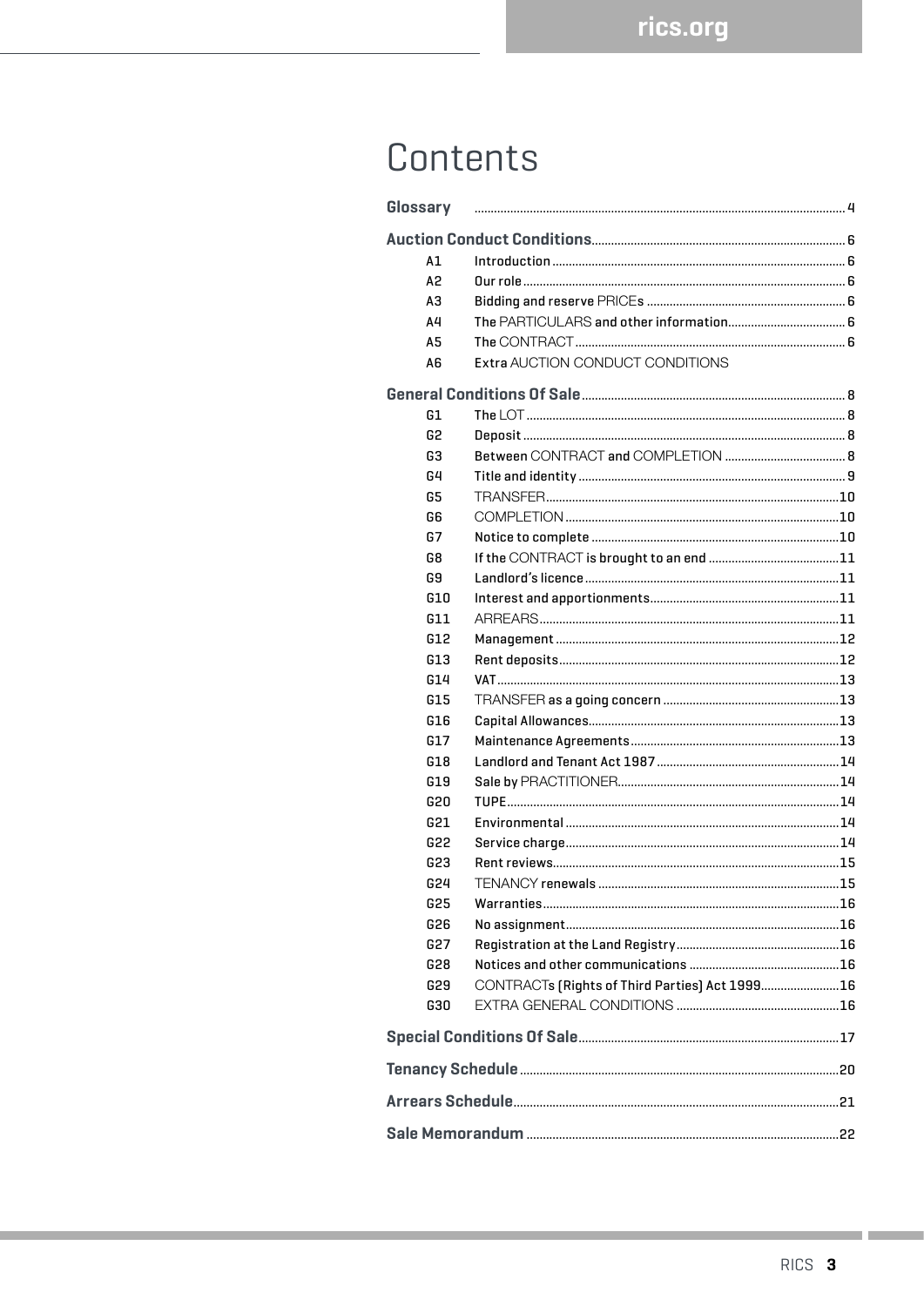# Contents

**Glossary** .......... 4

**Auction Conduct Conditions** .......... 6

- A1 Introduction .......... 6
- A2 Our role .......... 6
- A3 Bidding and reserve PRICEs .......... 6
- A4 The PARTICULARS and other information .......... 6
- A5 The CONTRACT .......... 6
- A6 Extra AUCTION CONDUCT CONDITIONS

**General Conditions Of Sale** .......... 8

- G1 The LOT .......... 8
- G2 Deposit .......... 8
- G3 Between CONTRACT and COMPLETION .......... 8
- G4 Title and identity .......... 9
- G5 TRANSFER .......... 10
- G6 COMPLETION .......... 10
- G7 Notice to complete .......... 10
- G8 If the CONTRACT is brought to an end .......... 11
- G9 Landlord's licence .......... 11
- G10 Interest and apportionments .......... 11
- G11 ARREARS .......... 11
- G12 Management .......... 12
- G13 Rent deposits .......... 12
- G14 VAT .......... 13
- G15 TRANSFER as a going concern .......... 13
- G16 Capital Allowances .......... 13
- G17 Maintenance Agreements .......... 13
- G18 Landlord and Tenant Act 1987 .......... 14
- G19 Sale by PRACTITIONER .......... 14
- G20 TUPE .......... 14
- G21 Environmental .......... 14
- G22 Service charge .......... 14
- G23 Rent reviews .......... 15
- G24 TENANCY renewals .......... 15
- G25 Warranties .......... 16
- G26 No assignment .......... 16
- G27 Registration at the Land Registry .......... 16
- G28 Notices and other communications .......... 16
- G29 CONTRACTs (Rights of Third Parties) Act 1999 .......... 16
- G30 EXTRA GENERAL CONDITIONS .......... 16

**Special Conditions Of Sale** .......... 17

**Tenancy Schedule** .......... 20

**Arrears Schedule** .......... 21

**Sale Memorandum** .......... 22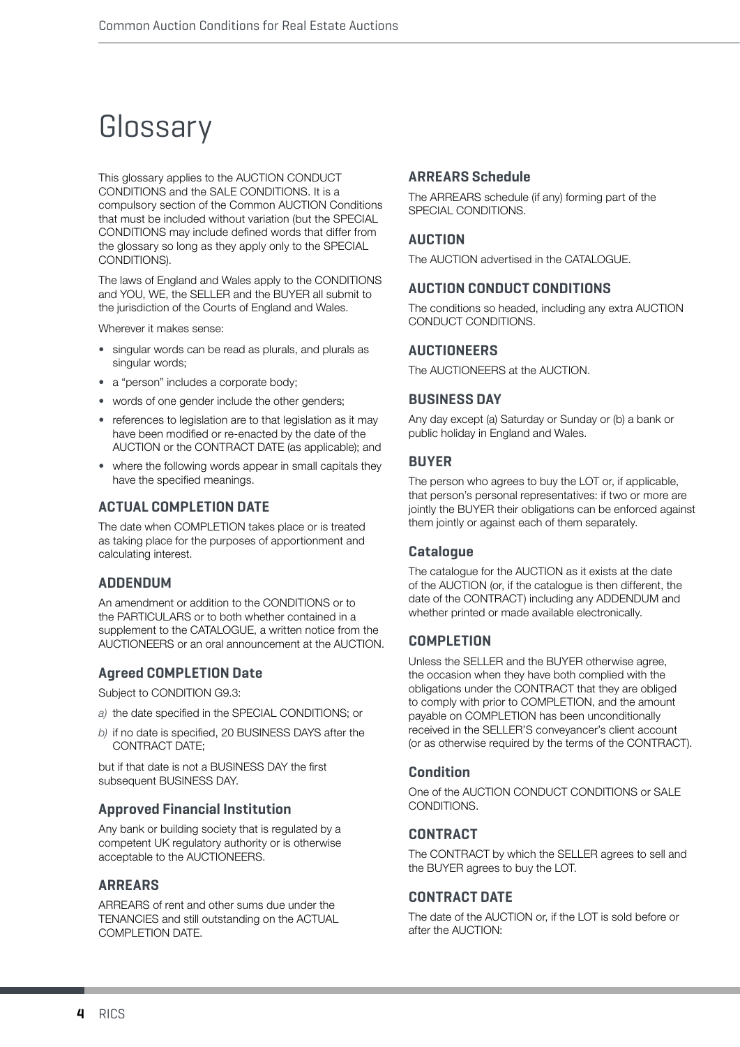# Glossary

This glossary applies to the AUCTION CONDUCT CONDITIONS and the SALE CONDITIONS. It is a compulsory section of the Common AUCTION Conditions that must be included without variation (but the SPECIAL CONDITIONS may include defined words that differ from the glossary so long as they apply only to the SPECIAL CONDITIONS).

The laws of England and Wales apply to the CONDITIONS and YOU, WE, the SELLER and the BUYER all submit to the jurisdiction of the Courts of England and Wales.

Wherever it makes sense:

- singular words can be read as plurals, and plurals as singular words;
- a "person" includes a corporate body;
- words of one gender include the other genders;
- references to legislation are to that legislation as it may have been modified or re-enacted by the date of the AUCTION or the CONTRACT DATE (as applicable); and
- where the following words appear in small capitals they have the specified meanings.

### ACTUAL COMPLETION DATE

The date when COMPLETION takes place or is treated as taking place for the purposes of apportionment and calculating interest.

### ADDENDUM

An amendment or addition to the CONDITIONS or to the PARTICULARS or to both whether contained in a supplement to the CATALOGUE, a written notice from the AUCTIONEERS or an oral announcement at the AUCTION.

### Agreed COMPLETION Date

Subject to CONDITION G9.3:

*a)* the date specified in the SPECIAL CONDITIONS; or

*b)* if no date is specified, 20 BUSINESS DAYS after the CONTRACT DATE;

but if that date is not a BUSINESS DAY the first subsequent BUSINESS DAY.

### Approved Financial Institution

Any bank or building society that is regulated by a competent UK regulatory authority or is otherwise acceptable to the AUCTIONEERS.

### ARREARS

ARREARS of rent and other sums due under the TENANCIES and still outstanding on the ACTUAL COMPLETION DATE.

### ARREARS Schedule

The ARREARS schedule (if any) forming part of the SPECIAL CONDITIONS.

### AUCTION

The AUCTION advertised in the CATALOGUE.

### AUCTION CONDUCT CONDITIONS

The conditions so headed, including any extra AUCTION CONDUCT CONDITIONS.

### AUCTIONEERS

The AUCTIONEERS at the AUCTION.

### BUSINESS DAY

Any day except (a) Saturday or Sunday or (b) a bank or public holiday in England and Wales.

### BUYER

The person who agrees to buy the LOT or, if applicable, that person's personal representatives: if two or more are jointly the BUYER their obligations can be enforced against them jointly or against each of them separately.

### Catalogue

The catalogue for the AUCTION as it exists at the date of the AUCTION (or, if the catalogue is then different, the date of the CONTRACT) including any ADDENDUM and whether printed or made available electronically.

### COMPLETION

Unless the SELLER and the BUYER otherwise agree, the occasion when they have both complied with the obligations under the CONTRACT that they are obliged to comply with prior to COMPLETION, and the amount payable on COMPLETION has been unconditionally received in the SELLER'S conveyancer's client account (or as otherwise required by the terms of the CONTRACT).

### Condition

One of the AUCTION CONDUCT CONDITIONS or SALE CONDITIONS.

### CONTRACT

The CONTRACT by which the SELLER agrees to sell and the BUYER agrees to buy the LOT.

### CONTRACT DATE

The date of the AUCTION or, if the LOT is sold before or after the AUCTION: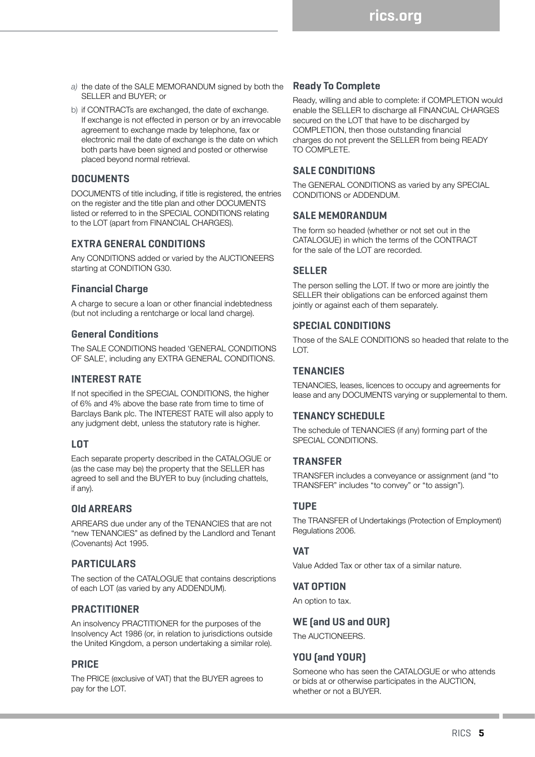a) the date of the SALE MEMORANDUM signed by both the SELLER and BUYER; or

b) if CONTRACTs are exchanged, the date of exchange. If exchange is not effected in person or by an irrevocable agreement to exchange made by telephone, fax or electronic mail the date of exchange is the date on which both parts have been signed and posted or otherwise placed beyond normal retrieval.

### DOCUMENTS

DOCUMENTS of title including, if title is registered, the entries on the register and the title plan and other DOCUMENTS listed or referred to in the SPECIAL CONDITIONS relating to the LOT (apart from FINANCIAL CHARGES).

### EXTRA GENERAL CONDITIONS

Any CONDITIONS added or varied by the AUCTIONEERS starting at CONDITION G30.

### Financial Charge

A charge to secure a loan or other financial indebtedness (but not including a rentcharge or local land charge).

### General Conditions

The SALE CONDITIONS headed 'GENERAL CONDITIONS OF SALE', including any EXTRA GENERAL CONDITIONS.

### INTEREST RATE

If not specified in the SPECIAL CONDITIONS, the higher of 6% and 4% above the base rate from time to time of Barclays Bank plc. The INTEREST RATE will also apply to any judgment debt, unless the statutory rate is higher.

### LOT

Each separate property described in the CATALOGUE or (as the case may be) the property that the SELLER has agreed to sell and the BUYER to buy (including chattels, if any).

### Old ARREARS

ARREARS due under any of the TENANCIES that are not "new TENANCIES" as defined by the Landlord and Tenant (Covenants) Act 1995.

### PARTICULARS

The section of the CATALOGUE that contains descriptions of each LOT (as varied by any ADDENDUM).

### PRACTITIONER

An insolvency PRACTITIONER for the purposes of the Insolvency Act 1986 (or, in relation to jurisdictions outside the United Kingdom, a person undertaking a similar role).

### PRICE

The PRICE (exclusive of VAT) that the BUYER agrees to pay for the LOT.

### Ready To Complete

Ready, willing and able to complete: if COMPLETION would enable the SELLER to discharge all FINANCIAL CHARGES secured on the LOT that have to be discharged by COMPLETION, then those outstanding financial charges do not prevent the SELLER from being READY TO COMPLETE.

### SALE CONDITIONS

The GENERAL CONDITIONS as varied by any SPECIAL CONDITIONS or ADDENDUM.

### SALE MEMORANDUM

The form so headed (whether or not set out in the CATALOGUE) in which the terms of the CONTRACT for the sale of the LOT are recorded.

### SELLER

The person selling the LOT. If two or more are jointly the SELLER their obligations can be enforced against them jointly or against each of them separately.

### SPECIAL CONDITIONS

Those of the SALE CONDITIONS so headed that relate to the LOT.

### TENANCIES

TENANCIES, leases, licences to occupy and agreements for lease and any DOCUMENTS varying or supplemental to them.

### TENANCY SCHEDULE

The schedule of TENANCIES (if any) forming part of the SPECIAL CONDITIONS.

### TRANSFER

TRANSFER includes a conveyance or assignment (and "to TRANSFER" includes "to convey" or "to assign").

### TUPE

The TRANSFER of Undertakings (Protection of Employment) Regulations 2006.

### VAT

Value Added Tax or other tax of a similar nature.

### VAT OPTION

An option to tax.

### WE (and US and OUR)

The AUCTIONEERS.

### YOU (and YOUR)

Someone who has seen the CATALOGUE or who attends or bids at or otherwise participates in the AUCTION, whether or not a BUYER.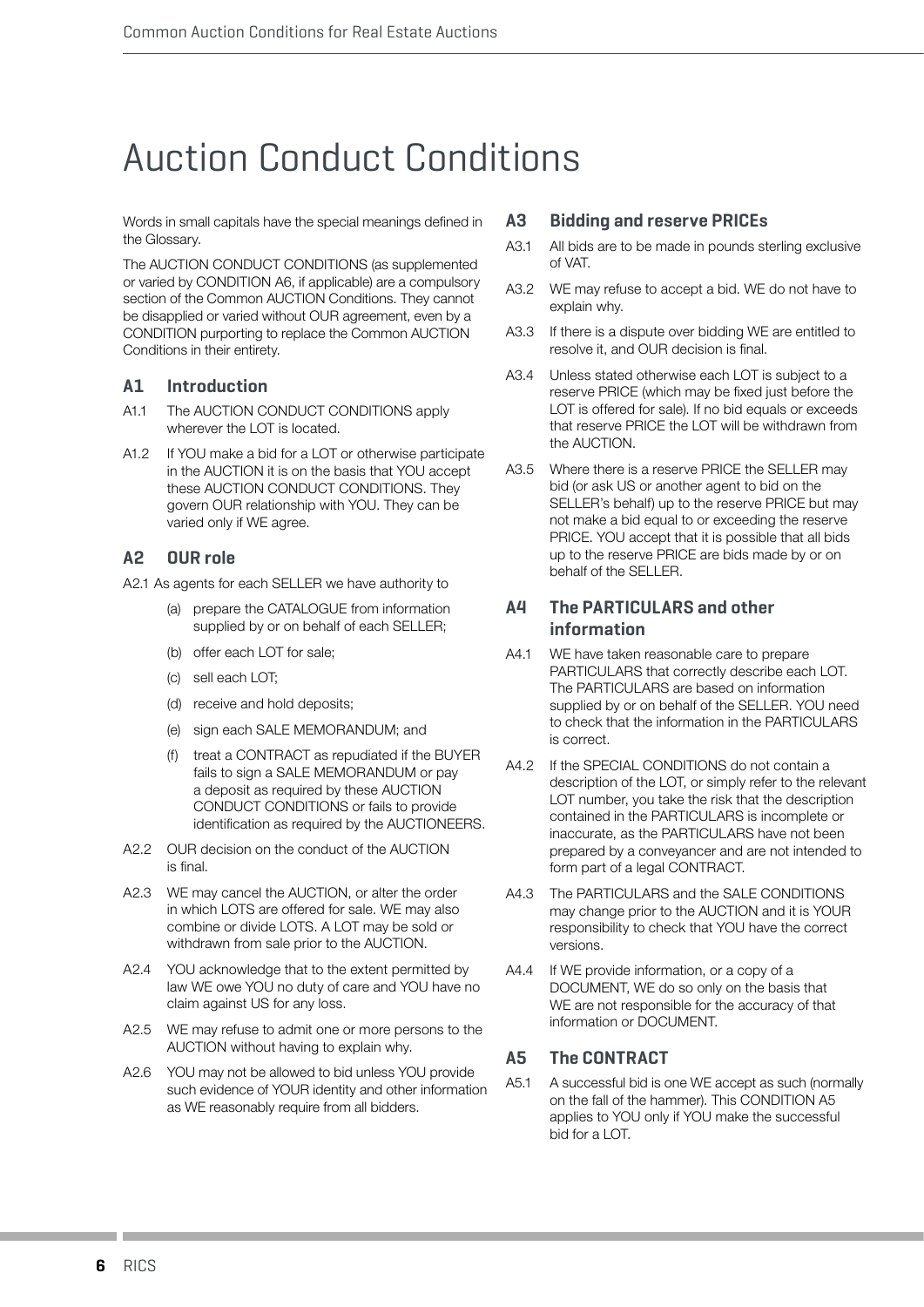# Auction Conduct Conditions

Words in small capitals have the special meanings defined in the Glossary.

The AUCTION CONDUCT CONDITIONS (as supplemented or varied by CONDITION A6, if applicable) are a compulsory section of the Common AUCTION Conditions. They cannot be disapplied or varied without OUR agreement, even by a CONDITION purporting to replace the Common AUCTION Conditions in their entirety.

## A1 Introduction

A1.1 The AUCTION CONDUCT CONDITIONS apply wherever the LOT is located.

A1.2 If YOU make a bid for a LOT or otherwise participate in the AUCTION it is on the basis that YOU accept these AUCTION CONDUCT CONDITIONS. They govern OUR relationship with YOU. They can be varied only if WE agree.

## A2 OUR role

A2.1 As agents for each SELLER we have authority to

- (a) prepare the CATALOGUE from information supplied by or on behalf of each SELLER;
- (b) offer each LOT for sale;
- (c) sell each LOT;
- (d) receive and hold deposits;
- (e) sign each SALE MEMORANDUM; and
- (f) treat a CONTRACT as repudiated if the BUYER fails to sign a SALE MEMORANDUM or pay a deposit as required by these AUCTION CONDUCT CONDITIONS or fails to provide identification as required by the AUCTIONEERS.

A2.2 OUR decision on the conduct of the AUCTION is final.

A2.3 WE may cancel the AUCTION, or alter the order in which LOTS are offered for sale. WE may also combine or divide LOTS. A LOT may be sold or withdrawn from sale prior to the AUCTION.

A2.4 YOU acknowledge that to the extent permitted by law WE owe YOU no duty of care and YOU have no claim against US for any loss.

A2.5 WE may refuse to admit one or more persons to the AUCTION without having to explain why.

A2.6 YOU may not be allowed to bid unless YOU provide such evidence of YOUR identity and other information as WE reasonably require from all bidders.

## A3 Bidding and reserve PRICEs

A3.1 All bids are to be made in pounds sterling exclusive of VAT.

A3.2 WE may refuse to accept a bid. WE do not have to explain why.

A3.3 If there is a dispute over bidding WE are entitled to resolve it, and OUR decision is final.

A3.4 Unless stated otherwise each LOT is subject to a reserve PRICE (which may be fixed just before the LOT is offered for sale). If no bid equals or exceeds that reserve PRICE the LOT will be withdrawn from the AUCTION.

A3.5 Where there is a reserve PRICE the SELLER may bid (or ask US or another agent to bid on the SELLER's behalf) up to the reserve PRICE but may not make a bid equal to or exceeding the reserve PRICE. YOU accept that it is possible that all bids up to the reserve PRICE are bids made by or on behalf of the SELLER.

## A4 The PARTICULARS and other information

A4.1 WE have taken reasonable care to prepare PARTICULARS that correctly describe each LOT. The PARTICULARS are based on information supplied by or on behalf of the SELLER. YOU need to check that the information in the PARTICULARS is correct.

A4.2 If the SPECIAL CONDITIONS do not contain a description of the LOT, or simply refer to the relevant LOT number, you take the risk that the description contained in the PARTICULARS is incomplete or inaccurate, as the PARTICULARS have not been prepared by a conveyancer and are not intended to form part of a legal CONTRACT.

A4.3 The PARTICULARS and the SALE CONDITIONS may change prior to the AUCTION and it is YOUR responsibility to check that YOU have the correct versions.

A4.4 If WE provide information, or a copy of a DOCUMENT, WE do so only on the basis that WE are not responsible for the accuracy of that information or DOCUMENT.

## A5 The CONTRACT

A5.1 A successful bid is one WE accept as such (normally on the fall of the hammer). This CONDITION A5 applies to YOU only if YOU make the successful bid for a LOT.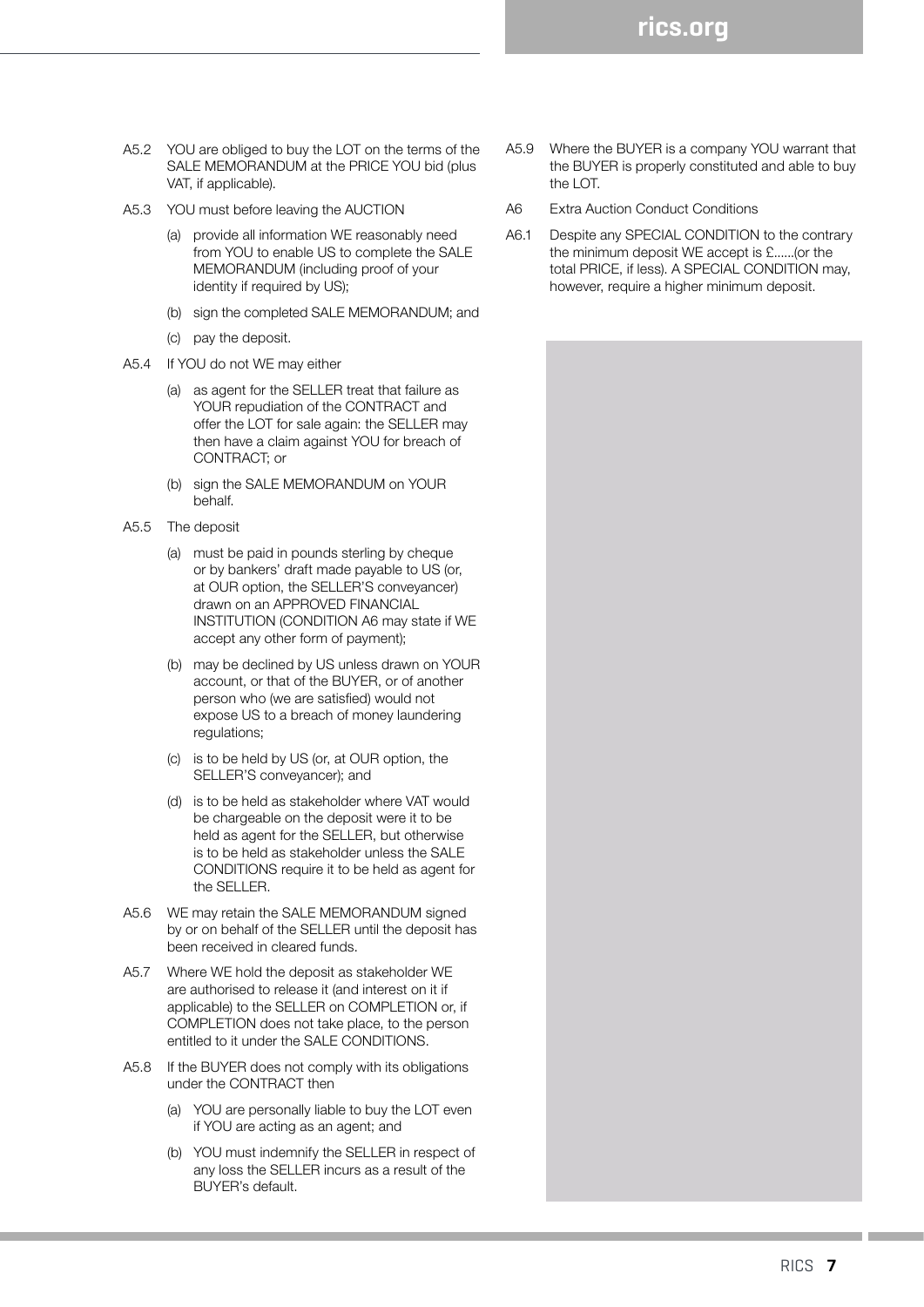A5.2 YOU are obliged to buy the LOT on the terms of the SALE MEMORANDUM at the PRICE YOU bid (plus VAT, if applicable).

A5.3 YOU must before leaving the AUCTION

- (a) provide all information WE reasonably need from YOU to enable US to complete the SALE MEMORANDUM (including proof of your identity if required by US);
- (b) sign the completed SALE MEMORANDUM; and
- (c) pay the deposit.

A5.4 If YOU do not WE may either

- (a) as agent for the SELLER treat that failure as YOUR repudiation of the CONTRACT and offer the LOT for sale again: the SELLER may then have a claim against YOU for breach of CONTRACT; or
- (b) sign the SALE MEMORANDUM on YOUR behalf.

A5.5 The deposit

- (a) must be paid in pounds sterling by cheque or by bankers' draft made payable to US (or, at OUR option, the SELLER'S conveyancer) drawn on an APPROVED FINANCIAL INSTITUTION (CONDITION A6 may state if WE accept any other form of payment);
- (b) may be declined by US unless drawn on YOUR account, or that of the BUYER, or of another person who (we are satisfied) would not expose US to a breach of money laundering regulations;
- (c) is to be held by US (or, at OUR option, the SELLER'S conveyancer); and
- (d) is to be held as stakeholder where VAT would be chargeable on the deposit were it to be held as agent for the SELLER, but otherwise is to be held as stakeholder unless the SALE CONDITIONS require it to be held as agent for the SELLER.

A5.6 WE may retain the SALE MEMORANDUM signed by or on behalf of the SELLER until the deposit has been received in cleared funds.

A5.7 Where WE hold the deposit as stakeholder WE are authorised to release it (and interest on it if applicable) to the SELLER on COMPLETION or, if COMPLETION does not take place, to the person entitled to it under the SALE CONDITIONS.

A5.8 If the BUYER does not comply with its obligations under the CONTRACT then

- (a) YOU are personally liable to buy the LOT even if YOU are acting as an agent; and
- (b) YOU must indemnify the SELLER in respect of any loss the SELLER incurs as a result of the BUYER's default.

A5.9 Where the BUYER is a company YOU warrant that the BUYER is properly constituted and able to buy the LOT.

A6 Extra Auction Conduct Conditions

A6.1 Despite any SPECIAL CONDITION to the contrary the minimum deposit WE accept is £......(or the total PRICE, if less). A SPECIAL CONDITION may, however, require a higher minimum deposit.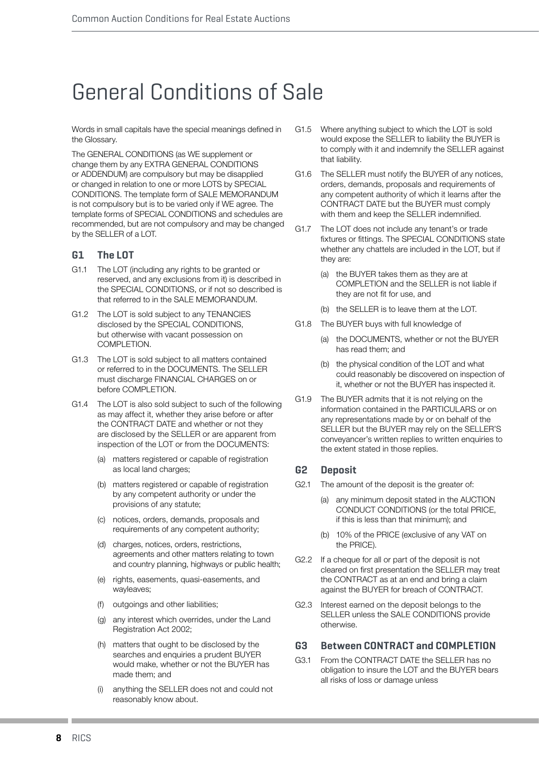# General Conditions of Sale

Words in small capitals have the special meanings defined in the Glossary.

The GENERAL CONDITIONS (as WE supplement or change them by any EXTRA GENERAL CONDITIONS or ADDENDUM) are compulsory but may be disapplied or changed in relation to one or more LOTS by SPECIAL CONDITIONS. The template form of SALE MEMORANDUM is not compulsory but is to be varied only if WE agree. The template forms of SPECIAL CONDITIONS and schedules are recommended, but are not compulsory and may be changed by the SELLER of a LOT.

### G1 The LOT

G1.1 The LOT (including any rights to be granted or reserved, and any exclusions from it) is described in the SPECIAL CONDITIONS, or if not so described is that referred to in the SALE MEMORANDUM.

G1.2 The LOT is sold subject to any TENANCIES disclosed by the SPECIAL CONDITIONS, but otherwise with vacant possession on COMPLETION.

G1.3 The LOT is sold subject to all matters contained or referred to in the DOCUMENTS. The SELLER must discharge FINANCIAL CHARGES on or before COMPLETION.

G1.4 The LOT is also sold subject to such of the following as may affect it, whether they arise before or after the CONTRACT DATE and whether or not they are disclosed by the SELLER or are apparent from inspection of the LOT or from the DOCUMENTS:

- (a) matters registered or capable of registration as local land charges;
- (b) matters registered or capable of registration by any competent authority or under the provisions of any statute;
- (c) notices, orders, demands, proposals and requirements of any competent authority;
- (d) charges, notices, orders, restrictions, agreements and other matters relating to town and country planning, highways or public health;
- (e) rights, easements, quasi-easements, and wayleaves;
- (f) outgoings and other liabilities;
- (g) any interest which overrides, under the Land Registration Act 2002;
- (h) matters that ought to be disclosed by the searches and enquiries a prudent BUYER would make, whether or not the BUYER has made them; and
- (i) anything the SELLER does not and could not reasonably know about.

G1.5 Where anything subject to which the LOT is sold would expose the SELLER to liability the BUYER is to comply with it and indemnify the SELLER against that liability.

G1.6 The SELLER must notify the BUYER of any notices, orders, demands, proposals and requirements of any competent authority of which it learns after the CONTRACT DATE but the BUYER must comply with them and keep the SELLER indemnified.

G1.7 The LOT does not include any tenant's or trade fixtures or fittings. The SPECIAL CONDITIONS state whether any chattels are included in the LOT, but if they are:

- (a) the BUYER takes them as they are at COMPLETION and the SELLER is not liable if they are not fit for use, and
- (b) the SELLER is to leave them at the LOT.

G1.8 The BUYER buys with full knowledge of

- (a) the DOCUMENTS, whether or not the BUYER has read them; and
- (b) the physical condition of the LOT and what could reasonably be discovered on inspection of it, whether or not the BUYER has inspected it.

G1.9 The BUYER admits that it is not relying on the information contained in the PARTICULARS or on any representations made by or on behalf of the SELLER but the BUYER may rely on the SELLER'S conveyancer's written replies to written enquiries to the extent stated in those replies.

### G2 Deposit

G2.1 The amount of the deposit is the greater of:

- (a) any minimum deposit stated in the AUCTION CONDUCT CONDITIONS (or the total PRICE, if this is less than that minimum); and
- (b) 10% of the PRICE (exclusive of any VAT on the PRICE).

G2.2 If a cheque for all or part of the deposit is not cleared on first presentation the SELLER may treat the CONTRACT as at an end and bring a claim against the BUYER for breach of CONTRACT.

G2.3 Interest earned on the deposit belongs to the SELLER unless the SALE CONDITIONS provide otherwise.

### G3 Between CONTRACT and COMPLETION

G3.1 From the CONTRACT DATE the SELLER has no obligation to insure the LOT and the BUYER bears all risks of loss or damage unless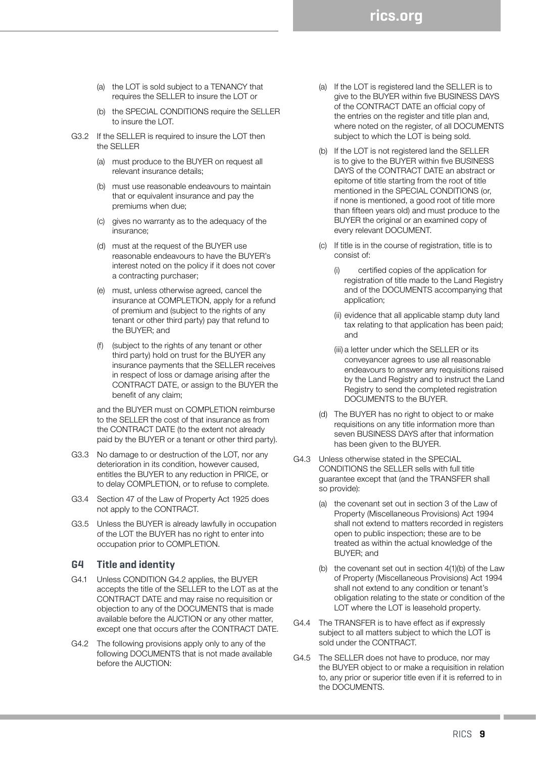(a) the LOT is sold subject to a TENANCY that requires the SELLER to insure the LOT or

(b) the SPECIAL CONDITIONS require the SELLER to insure the LOT.

G3.2 If the SELLER is required to insure the LOT then the SELLER

(a) must produce to the BUYER on request all relevant insurance details;

(b) must use reasonable endeavours to maintain that or equivalent insurance and pay the premiums when due;

(c) gives no warranty as to the adequacy of the insurance;

(d) must at the request of the BUYER use reasonable endeavours to have the BUYER's interest noted on the policy if it does not cover a contracting purchaser;

(e) must, unless otherwise agreed, cancel the insurance at COMPLETION, apply for a refund of premium and (subject to the rights of any tenant or other third party) pay that refund to the BUYER; and

(f) (subject to the rights of any tenant or other third party) hold on trust for the BUYER any insurance payments that the SELLER receives in respect of loss or damage arising after the CONTRACT DATE, or assign to the BUYER the benefit of any claim;

and the BUYER must on COMPLETION reimburse to the SELLER the cost of that insurance as from the CONTRACT DATE (to the extent not already paid by the BUYER or a tenant or other third party).

G3.3 No damage to or destruction of the LOT, nor any deterioration in its condition, however caused, entitles the BUYER to any reduction in PRICE, or to delay COMPLETION, or to refuse to complete.

G3.4 Section 47 of the Law of Property Act 1925 does not apply to the CONTRACT.

G3.5 Unless the BUYER is already lawfully in occupation of the LOT the BUYER has no right to enter into occupation prior to COMPLETION.

## G4 Title and identity

G4.1 Unless CONDITION G4.2 applies, the BUYER accepts the title of the SELLER to the LOT as at the CONTRACT DATE and may raise no requisition or objection to any of the DOCUMENTS that is made available before the AUCTION or any other matter, except one that occurs after the CONTRACT DATE.

G4.2 The following provisions apply only to any of the following DOCUMENTS that is not made available before the AUCTION:

(a) If the LOT is registered land the SELLER is to give to the BUYER within five BUSINESS DAYS of the CONTRACT DATE an official copy of the entries on the register and title plan and, where noted on the register, of all DOCUMENTS subject to which the LOT is being sold.

(b) If the LOT is not registered land the SELLER is to give to the BUYER within five BUSINESS DAYS of the CONTRACT DATE an abstract or epitome of title starting from the root of title mentioned in the SPECIAL CONDITIONS (or, if none is mentioned, a good root of title more than fifteen years old) and must produce to the BUYER the original or an examined copy of every relevant DOCUMENT.

(c) If title is in the course of registration, title is to consist of:

(i) certified copies of the application for registration of title made to the Land Registry and of the DOCUMENTS accompanying that application;

(ii) evidence that all applicable stamp duty land tax relating to that application has been paid; and

(iii) a letter under which the SELLER or its conveyancer agrees to use all reasonable endeavours to answer any requisitions raised by the Land Registry and to instruct the Land Registry to send the completed registration DOCUMENTS to the BUYER.

(d) The BUYER has no right to object to or make requisitions on any title information more than seven BUSINESS DAYS after that information has been given to the BUYER.

G4.3 Unless otherwise stated in the SPECIAL CONDITIONS the SELLER sells with full title guarantee except that (and the TRANSFER shall so provide):

(a) the covenant set out in section 3 of the Law of Property (Miscellaneous Provisions) Act 1994 shall not extend to matters recorded in registers open to public inspection; these are to be treated as within the actual knowledge of the BUYER; and

(b) the covenant set out in section 4(1)(b) of the Law of Property (Miscellaneous Provisions) Act 1994 shall not extend to any condition or tenant's obligation relating to the state or condition of the LOT where the LOT is leasehold property.

G4.4 The TRANSFER is to have effect as if expressly subject to all matters subject to which the LOT is sold under the CONTRACT.

G4.5 The SELLER does not have to produce, nor may the BUYER object to or make a requisition in relation to, any prior or superior title even if it is referred to in the DOCUMENTS.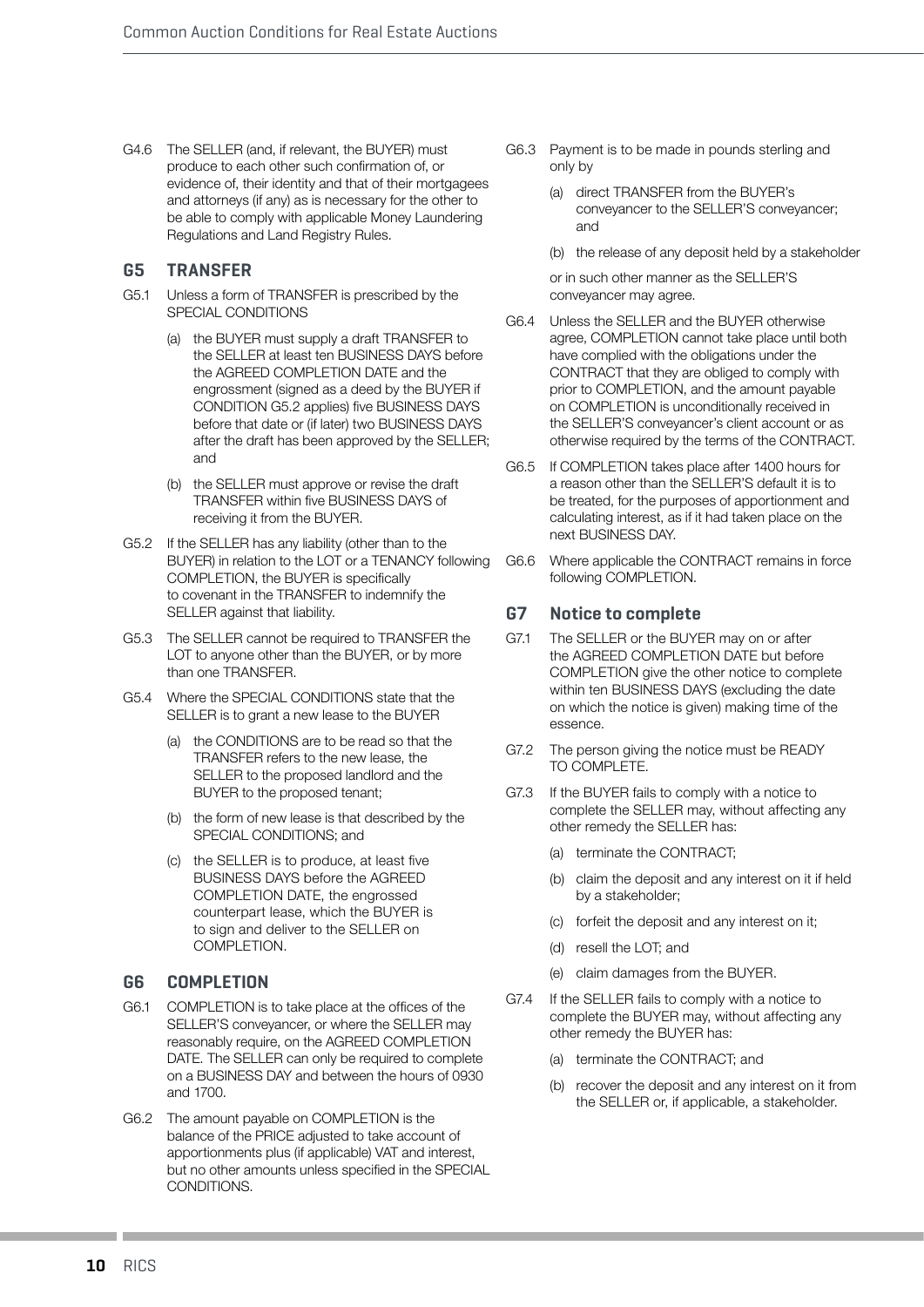G4.6 The SELLER (and, if relevant, the BUYER) must produce to each other such confirmation of, or evidence of, their identity and that of their mortgagees and attorneys (if any) as is necessary for the other to be able to comply with applicable Money Laundering Regulations and Land Registry Rules.

## G5 TRANSFER

G5.1 Unless a form of TRANSFER is prescribed by the SPECIAL CONDITIONS

- (a) the BUYER must supply a draft TRANSFER to the SELLER at least ten BUSINESS DAYS before the AGREED COMPLETION DATE and the engrossment (signed as a deed by the BUYER if CONDITION G5.2 applies) five BUSINESS DAYS before that date or (if later) two BUSINESS DAYS after the draft has been approved by the SELLER; and
- (b) the SELLER must approve or revise the draft TRANSFER within five BUSINESS DAYS of receiving it from the BUYER.

G5.2 If the SELLER has any liability (other than to the BUYER) in relation to the LOT or a TENANCY following COMPLETION, the BUYER is specifically to covenant in the TRANSFER to indemnify the SELLER against that liability.

G5.3 The SELLER cannot be required to TRANSFER the LOT to anyone other than the BUYER, or by more than one TRANSFER.

G5.4 Where the SPECIAL CONDITIONS state that the SELLER is to grant a new lease to the BUYER

- (a) the CONDITIONS are to be read so that the TRANSFER refers to the new lease, the SELLER to the proposed landlord and the BUYER to the proposed tenant;
- (b) the form of new lease is that described by the SPECIAL CONDITIONS; and
- (c) the SELLER is to produce, at least five BUSINESS DAYS before the AGREED COMPLETION DATE, the engrossed counterpart lease, which the BUYER is to sign and deliver to the SELLER on COMPLETION.

## G6 COMPLETION

G6.1 COMPLETION is to take place at the offices of the SELLER'S conveyancer, or where the SELLER may reasonably require, on the AGREED COMPLETION DATE. The SELLER can only be required to complete on a BUSINESS DAY and between the hours of 0930 and 1700.

G6.2 The amount payable on COMPLETION is the balance of the PRICE adjusted to take account of apportionments plus (if applicable) VAT and interest, but no other amounts unless specified in the SPECIAL CONDITIONS.

G6.3 Payment is to be made in pounds sterling and only by

- (a) direct TRANSFER from the BUYER's conveyancer to the SELLER'S conveyancer; and
- (b) the release of any deposit held by a stakeholder

or in such other manner as the SELLER'S conveyancer may agree.

G6.4 Unless the SELLER and the BUYER otherwise agree, COMPLETION cannot take place until both have complied with the obligations under the CONTRACT that they are obliged to comply with prior to COMPLETION, and the amount payable on COMPLETION is unconditionally received in the SELLER'S conveyancer's client account or as otherwise required by the terms of the CONTRACT.

G6.5 If COMPLETION takes place after 1400 hours for a reason other than the SELLER'S default it is to be treated, for the purposes of apportionment and calculating interest, as if it had taken place on the next BUSINESS DAY.

G6.6 Where applicable the CONTRACT remains in force following COMPLETION.

## G7 Notice to complete

G7.1 The SELLER or the BUYER may on or after the AGREED COMPLETION DATE but before COMPLETION give the other notice to complete within ten BUSINESS DAYS (excluding the date on which the notice is given) making time of the essence.

G7.2 The person giving the notice must be READY TO COMPLETE.

G7.3 If the BUYER fails to comply with a notice to complete the SELLER may, without affecting any other remedy the SELLER has:

- (a) terminate the CONTRACT;
- (b) claim the deposit and any interest on it if held by a stakeholder;
- (c) forfeit the deposit and any interest on it;
- (d) resell the LOT; and
- (e) claim damages from the BUYER.

G7.4 If the SELLER fails to comply with a notice to complete the BUYER may, without affecting any other remedy the BUYER has:

- (a) terminate the CONTRACT; and
- (b) recover the deposit and any interest on it from the SELLER or, if applicable, a stakeholder.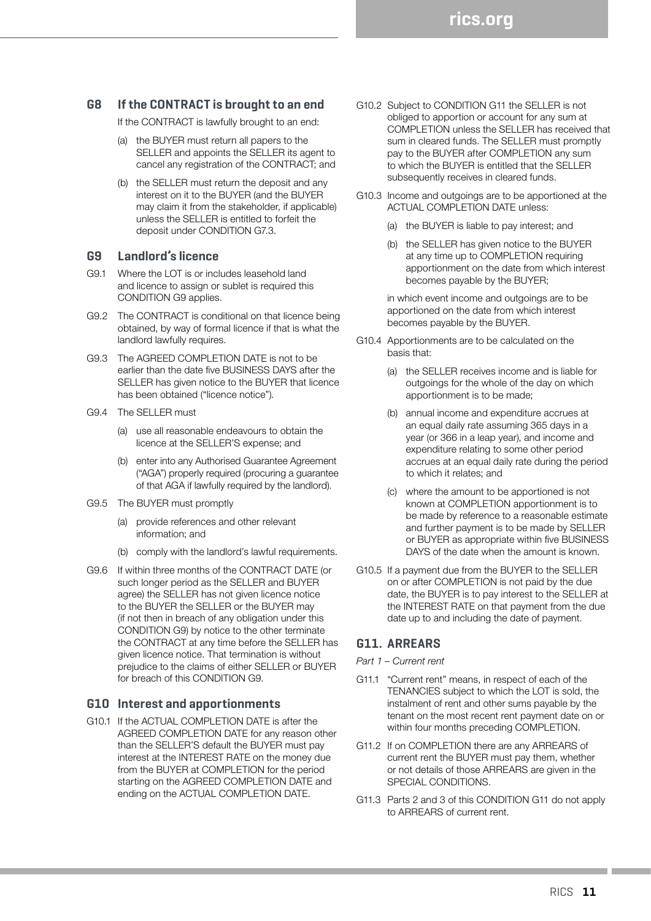## G8 If the CONTRACT is brought to an end

If the CONTRACT is lawfully brought to an end:

(a) the BUYER must return all papers to the SELLER and appoints the SELLER its agent to cancel any registration of the CONTRACT; and

(b) the SELLER must return the deposit and any interest on it to the BUYER (and the BUYER may claim it from the stakeholder, if applicable) unless the SELLER is entitled to forfeit the deposit under CONDITION G7.3.

## G9 Landlord's licence

G9.1 Where the LOT is or includes leasehold land and licence to assign or sublet is required this CONDITION G9 applies.

G9.2 The CONTRACT is conditional on that licence being obtained, by way of formal licence if that is what the landlord lawfully requires.

G9.3 The AGREED COMPLETION DATE is not to be earlier than the date five BUSINESS DAYS after the SELLER has given notice to the BUYER that licence has been obtained ("licence notice").

G9.4 The SELLER must

(a) use all reasonable endeavours to obtain the licence at the SELLER'S expense; and

(b) enter into any Authorised Guarantee Agreement ("AGA") properly required (procuring a guarantee of that AGA if lawfully required by the landlord).

G9.5 The BUYER must promptly

(a) provide references and other relevant information; and

(b) comply with the landlord's lawful requirements.

G9.6 If within three months of the CONTRACT DATE (or such longer period as the SELLER and BUYER agree) the SELLER has not given licence notice to the BUYER the SELLER or the BUYER may (if not then in breach of any obligation under this CONDITION G9) by notice to the other terminate the CONTRACT at any time before the SELLER has given licence notice. That termination is without prejudice to the claims of either SELLER or BUYER for breach of this CONDITION G9.

## G10 Interest and apportionments

G10.1 If the ACTUAL COMPLETION DATE is after the AGREED COMPLETION DATE for any reason other than the SELLER'S default the BUYER must pay interest at the INTEREST RATE on the money due from the BUYER at COMPLETION for the period starting on the AGREED COMPLETION DATE and ending on the ACTUAL COMPLETION DATE.

G10.2 Subject to CONDITION G11 the SELLER is not obliged to apportion or account for any sum at COMPLETION unless the SELLER has received that sum in cleared funds. The SELLER must promptly pay to the BUYER after COMPLETION any sum to which the BUYER is entitled that the SELLER subsequently receives in cleared funds.

G10.3 Income and outgoings are to be apportioned at the ACTUAL COMPLETION DATE unless:

(a) the BUYER is liable to pay interest; and

(b) the SELLER has given notice to the BUYER at any time up to COMPLETION requiring apportionment on the date from which interest becomes payable by the BUYER;

in which event income and outgoings are to be apportioned on the date from which interest becomes payable by the BUYER.

G10.4 Apportionments are to be calculated on the basis that:

(a) the SELLER receives income and is liable for outgoings for the whole of the day on which apportionment is to be made;

(b) annual income and expenditure accrues at an equal daily rate assuming 365 days in a year (or 366 in a leap year), and income and expenditure relating to some other period accrues at an equal daily rate during the period to which it relates; and

(c) where the amount to be apportioned is not known at COMPLETION apportionment is to be made by reference to a reasonable estimate and further payment is to be made by SELLER or BUYER as appropriate within five BUSINESS DAYS of the date when the amount is known.

G10.5 If a payment due from the BUYER to the SELLER on or after COMPLETION is not paid by the due date, the BUYER is to pay interest to the SELLER at the INTEREST RATE on that payment from the due date up to and including the date of payment.

## G11. ARREARS

*Part 1 – Current rent*

G11.1 "Current rent" means, in respect of each of the TENANCIES subject to which the LOT is sold, the instalment of rent and other sums payable by the tenant on the most recent rent payment date on or within four months preceding COMPLETION.

G11.2 If on COMPLETION there are any ARREARS of current rent the BUYER must pay them, whether or not details of those ARREARS are given in the SPECIAL CONDITIONS.

G11.3 Parts 2 and 3 of this CONDITION G11 do not apply to ARREARS of current rent.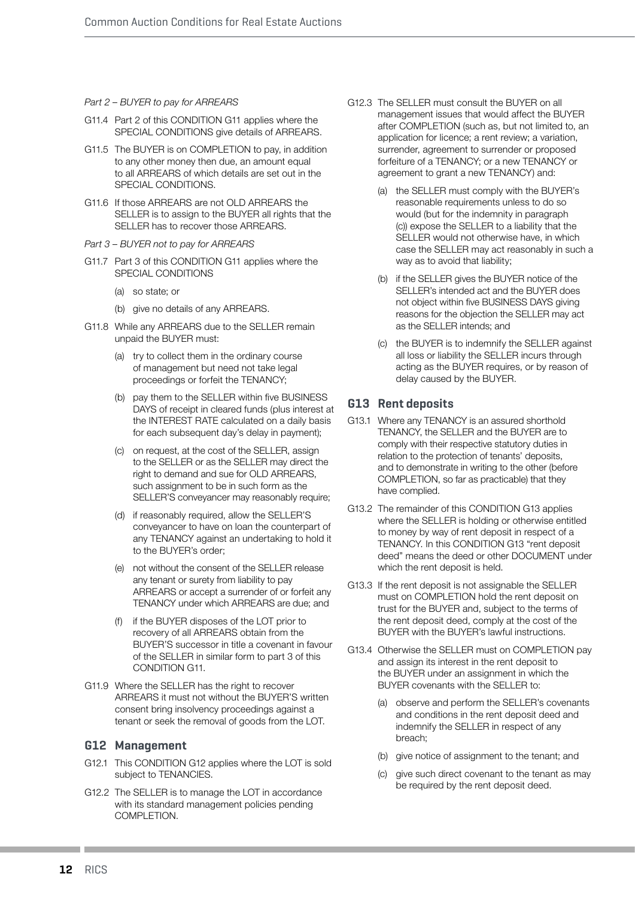*Part 2 – BUYER to pay for ARREARS*

G11.4 Part 2 of this CONDITION G11 applies where the SPECIAL CONDITIONS give details of ARREARS.

G11.5 The BUYER is on COMPLETION to pay, in addition to any other money then due, an amount equal to all ARREARS of which details are set out in the SPECIAL CONDITIONS.

G11.6 If those ARREARS are not OLD ARREARS the SELLER is to assign to the BUYER all rights that the SELLER has to recover those ARREARS.

*Part 3 – BUYER not to pay for ARREARS*

G11.7 Part 3 of this CONDITION G11 applies where the SPECIAL CONDITIONS

- (a) so state; or
- (b) give no details of any ARREARS.

G11.8 While any ARREARS due to the SELLER remain unpaid the BUYER must:

- (a) try to collect them in the ordinary course of management but need not take legal proceedings or forfeit the TENANCY;
- (b) pay them to the SELLER within five BUSINESS DAYS of receipt in cleared funds (plus interest at the INTEREST RATE calculated on a daily basis for each subsequent day's delay in payment);
- (c) on request, at the cost of the SELLER, assign to the SELLER or as the SELLER may direct the right to demand and sue for OLD ARREARS, such assignment to be in such form as the SELLER'S conveyancer may reasonably require;
- (d) if reasonably required, allow the SELLER'S conveyancer to have on loan the counterpart of any TENANCY against an undertaking to hold it to the BUYER's order;
- (e) not without the consent of the SELLER release any tenant or surety from liability to pay ARREARS or accept a surrender of or forfeit any TENANCY under which ARREARS are due; and
- (f) if the BUYER disposes of the LOT prior to recovery of all ARREARS obtain from the BUYER'S successor in title a covenant in favour of the SELLER in similar form to part 3 of this CONDITION G11.

G11.9 Where the SELLER has the right to recover ARREARS it must not without the BUYER'S written consent bring insolvency proceedings against a tenant or seek the removal of goods from the LOT.

## G12 Management

G12.1 This CONDITION G12 applies where the LOT is sold subject to TENANCIES.

G12.2 The SELLER is to manage the LOT in accordance with its standard management policies pending COMPLETION.

G12.3 The SELLER must consult the BUYER on all management issues that would affect the BUYER after COMPLETION (such as, but not limited to, an application for licence; a rent review; a variation, surrender, agreement to surrender or proposed forfeiture of a TENANCY; or a new TENANCY or agreement to grant a new TENANCY) and:

- (a) the SELLER must comply with the BUYER's reasonable requirements unless to do so would (but for the indemnity in paragraph (c)) expose the SELLER to a liability that the SELLER would not otherwise have, in which case the SELLER may act reasonably in such a way as to avoid that liability;
- (b) if the SELLER gives the BUYER notice of the SELLER's intended act and the BUYER does not object within five BUSINESS DAYS giving reasons for the objection the SELLER may act as the SELLER intends; and
- (c) the BUYER is to indemnify the SELLER against all loss or liability the SELLER incurs through acting as the BUYER requires, or by reason of delay caused by the BUYER.

## G13 Rent deposits

G13.1 Where any TENANCY is an assured shorthold TENANCY, the SELLER and the BUYER are to comply with their respective statutory duties in relation to the protection of tenants' deposits, and to demonstrate in writing to the other (before COMPLETION, so far as practicable) that they have complied.

G13.2 The remainder of this CONDITION G13 applies where the SELLER is holding or otherwise entitled to money by way of rent deposit in respect of a TENANCY. In this CONDITION G13 "rent deposit deed" means the deed or other DOCUMENT under which the rent deposit is held.

G13.3 If the rent deposit is not assignable the SELLER must on COMPLETION hold the rent deposit on trust for the BUYER and, subject to the terms of the rent deposit deed, comply at the cost of the BUYER with the BUYER's lawful instructions.

G13.4 Otherwise the SELLER must on COMPLETION pay and assign its interest in the rent deposit to the BUYER under an assignment in which the BUYER covenants with the SELLER to:

- (a) observe and perform the SELLER's covenants and conditions in the rent deposit deed and indemnify the SELLER in respect of any breach;
- (b) give notice of assignment to the tenant; and
- (c) give such direct covenant to the tenant as may be required by the rent deposit deed.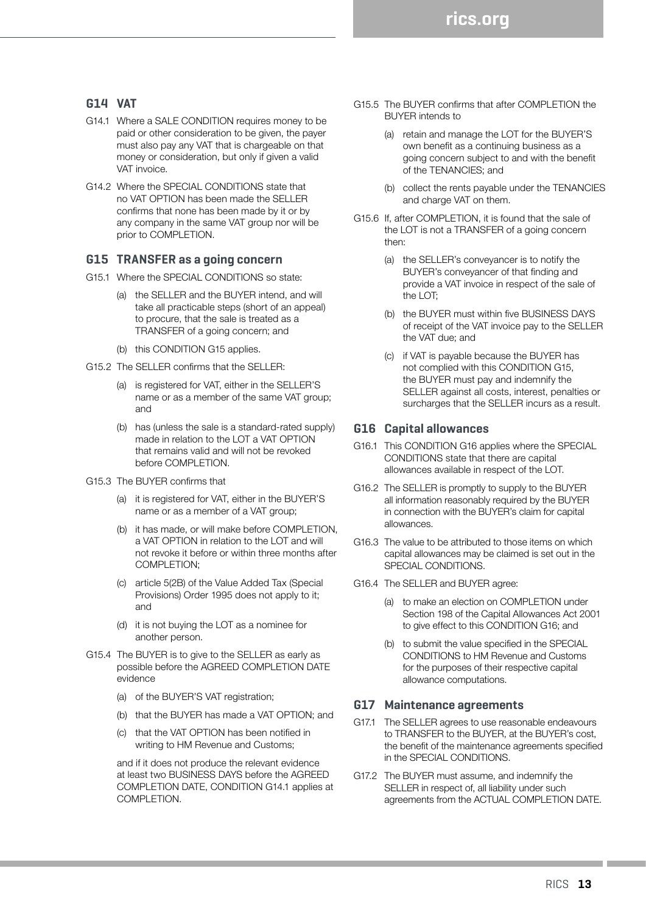## G14 VAT

G14.1 Where a SALE CONDITION requires money to be paid or other consideration to be given, the payer must also pay any VAT that is chargeable on that money or consideration, but only if given a valid VAT invoice.

G14.2 Where the SPECIAL CONDITIONS state that no VAT OPTION has been made the SELLER confirms that none has been made by it or by any company in the same VAT group nor will be prior to COMPLETION.

## G15 TRANSFER as a going concern

G15.1 Where the SPECIAL CONDITIONS so state:

(a) the SELLER and the BUYER intend, and will take all practicable steps (short of an appeal) to procure, that the sale is treated as a TRANSFER of a going concern; and

(b) this CONDITION G15 applies.

G15.2 The SELLER confirms that the SELLER:

(a) is registered for VAT, either in the SELLER'S name or as a member of the same VAT group; and

(b) has (unless the sale is a standard-rated supply) made in relation to the LOT a VAT OPTION that remains valid and will not be revoked before COMPLETION.

G15.3 The BUYER confirms that

(a) it is registered for VAT, either in the BUYER'S name or as a member of a VAT group;

(b) it has made, or will make before COMPLETION, a VAT OPTION in relation to the LOT and will not revoke it before or within three months after COMPLETION;

(c) article 5(2B) of the Value Added Tax (Special Provisions) Order 1995 does not apply to it; and

(d) it is not buying the LOT as a nominee for another person.

G15.4 The BUYER is to give to the SELLER as early as possible before the AGREED COMPLETION DATE evidence

(a) of the BUYER'S VAT registration;

(b) that the BUYER has made a VAT OPTION; and

(c) that the VAT OPTION has been notified in writing to HM Revenue and Customs;

and if it does not produce the relevant evidence at least two BUSINESS DAYS before the AGREED COMPLETION DATE, CONDITION G14.1 applies at COMPLETION.

G15.5 The BUYER confirms that after COMPLETION the BUYER intends to

(a) retain and manage the LOT for the BUYER'S own benefit as a continuing business as a going concern subject to and with the benefit of the TENANCIES; and

(b) collect the rents payable under the TENANCIES and charge VAT on them.

G15.6 If, after COMPLETION, it is found that the sale of the LOT is not a TRANSFER of a going concern then:

(a) the SELLER's conveyancer is to notify the BUYER's conveyancer of that finding and provide a VAT invoice in respect of the sale of the LOT;

(b) the BUYER must within five BUSINESS DAYS of receipt of the VAT invoice pay to the SELLER the VAT due; and

(c) if VAT is payable because the BUYER has not complied with this CONDITION G15, the BUYER must pay and indemnify the SELLER against all costs, interest, penalties or surcharges that the SELLER incurs as a result.

## G16 Capital allowances

G16.1 This CONDITION G16 applies where the SPECIAL CONDITIONS state that there are capital allowances available in respect of the LOT.

G16.2 The SELLER is promptly to supply to the BUYER all information reasonably required by the BUYER in connection with the BUYER's claim for capital allowances.

G16.3 The value to be attributed to those items on which capital allowances may be claimed is set out in the SPECIAL CONDITIONS.

G16.4 The SELLER and BUYER agree:

(a) to make an election on COMPLETION under Section 198 of the Capital Allowances Act 2001 to give effect to this CONDITION G16; and

(b) to submit the value specified in the SPECIAL CONDITIONS to HM Revenue and Customs for the purposes of their respective capital allowance computations.

## G17 Maintenance agreements

G17.1 The SELLER agrees to use reasonable endeavours to TRANSFER to the BUYER, at the BUYER's cost, the benefit of the maintenance agreements specified in the SPECIAL CONDITIONS.

G17.2 The BUYER must assume, and indemnify the SELLER in respect of, all liability under such agreements from the ACTUAL COMPLETION DATE.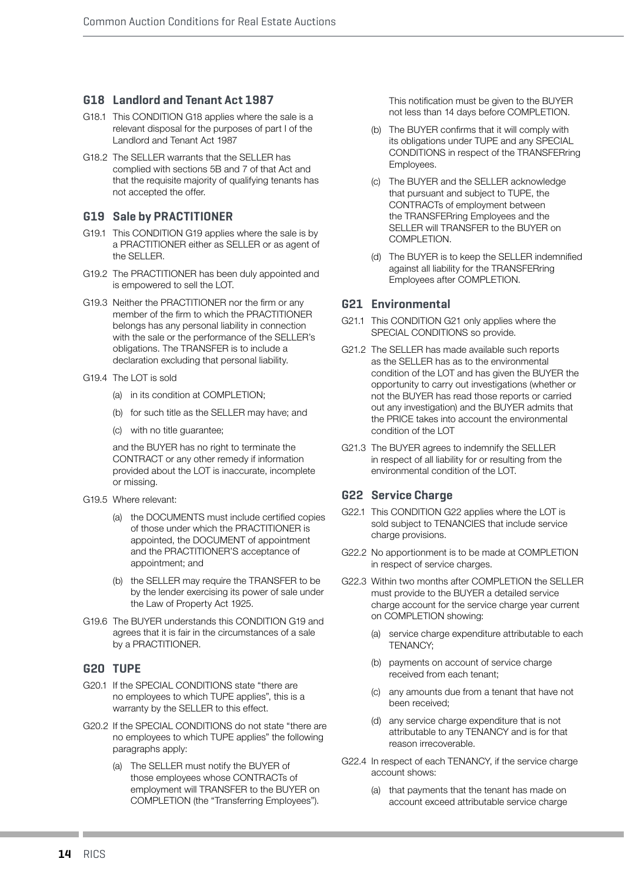## G18 Landlord and Tenant Act 1987

G18.1 This CONDITION G18 applies where the sale is a relevant disposal for the purposes of part I of the Landlord and Tenant Act 1987

G18.2 The SELLER warrants that the SELLER has complied with sections 5B and 7 of that Act and that the requisite majority of qualifying tenants has not accepted the offer.

## G19 Sale by PRACTITIONER

G19.1 This CONDITION G19 applies where the sale is by a PRACTITIONER either as SELLER or as agent of the SELLER.

G19.2 The PRACTITIONER has been duly appointed and is empowered to sell the LOT.

G19.3 Neither the PRACTITIONER nor the firm or any member of the firm to which the PRACTITIONER belongs has any personal liability in connection with the sale or the performance of the SELLER's obligations. The TRANSFER is to include a declaration excluding that personal liability.

G19.4 The LOT is sold

- (a) in its condition at COMPLETION;
- (b) for such title as the SELLER may have; and
- (c) with no title guarantee;

and the BUYER has no right to terminate the CONTRACT or any other remedy if information provided about the LOT is inaccurate, incomplete or missing.

G19.5 Where relevant:

- (a) the DOCUMENTS must include certified copies of those under which the PRACTITIONER is appointed, the DOCUMENT of appointment and the PRACTITIONER'S acceptance of appointment; and
- (b) the SELLER may require the TRANSFER to be by the lender exercising its power of sale under the Law of Property Act 1925.

G19.6 The BUYER understands this CONDITION G19 and agrees that it is fair in the circumstances of a sale by a PRACTITIONER.

## G20 TUPE

G20.1 If the SPECIAL CONDITIONS state "there are no employees to which TUPE applies", this is a warranty by the SELLER to this effect.

G20.2 If the SPECIAL CONDITIONS do not state "there are no employees to which TUPE applies" the following paragraphs apply:

- (a) The SELLER must notify the BUYER of those employees whose CONTRACTs of employment will TRANSFER to the BUYER on COMPLETION (the "Transferring Employees"). This notification must be given to the BUYER not less than 14 days before COMPLETION.
- (b) The BUYER confirms that it will comply with its obligations under TUPE and any SPECIAL CONDITIONS in respect of the TRANSFERring Employees.
- (c) The BUYER and the SELLER acknowledge that pursuant and subject to TUPE, the CONTRACTs of employment between the TRANSFERring Employees and the SELLER will TRANSFER to the BUYER on COMPLETION.
- (d) The BUYER is to keep the SELLER indemnified against all liability for the TRANSFERring Employees after COMPLETION.

## G21 Environmental

G21.1 This CONDITION G21 only applies where the SPECIAL CONDITIONS so provide.

G21.2 The SELLER has made available such reports as the SELLER has as to the environmental condition of the LOT and has given the BUYER the opportunity to carry out investigations (whether or not the BUYER has read those reports or carried out any investigation) and the BUYER admits that the PRICE takes into account the environmental condition of the LOT

G21.3 The BUYER agrees to indemnify the SELLER in respect of all liability for or resulting from the environmental condition of the LOT.

## G22 Service Charge

G22.1 This CONDITION G22 applies where the LOT is sold subject to TENANCIES that include service charge provisions.

G22.2 No apportionment is to be made at COMPLETION in respect of service charges.

G22.3 Within two months after COMPLETION the SELLER must provide to the BUYER a detailed service charge account for the service charge year current on COMPLETION showing:

- (a) service charge expenditure attributable to each TENANCY;
- (b) payments on account of service charge received from each tenant;
- (c) any amounts due from a tenant that have not been received;
- (d) any service charge expenditure that is not attributable to any TENANCY and is for that reason irrecoverable.

G22.4 In respect of each TENANCY, if the service charge account shows:

- (a) that payments that the tenant has made on account exceed attributable service charge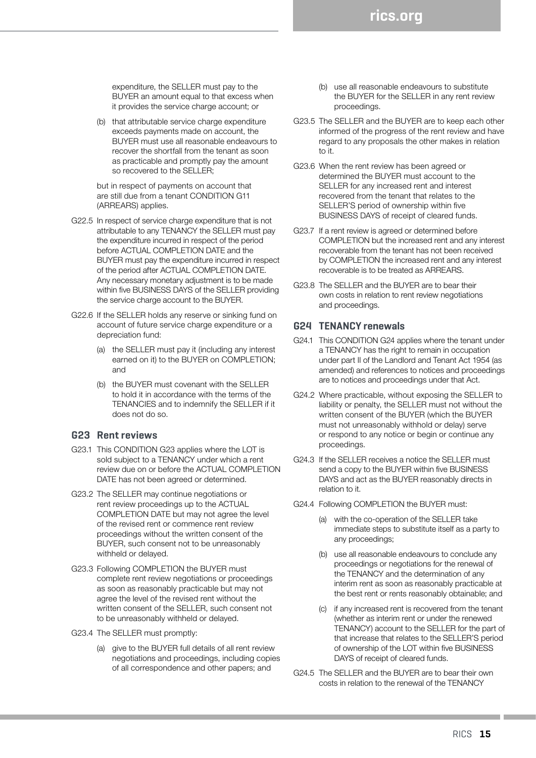expenditure, the SELLER must pay to the BUYER an amount equal to that excess when it provides the service charge account; or

(b) that attributable service charge expenditure exceeds payments made on account, the BUYER must use all reasonable endeavours to recover the shortfall from the tenant as soon as practicable and promptly pay the amount so recovered to the SELLER;

but in respect of payments on account that are still due from a tenant CONDITION G11 (ARREARS) applies.

G22.5 In respect of service charge expenditure that is not attributable to any TENANCY the SELLER must pay the expenditure incurred in respect of the period before ACTUAL COMPLETION DATE and the BUYER must pay the expenditure incurred in respect of the period after ACTUAL COMPLETION DATE. Any necessary monetary adjustment is to be made within five BUSINESS DAYS of the SELLER providing the service charge account to the BUYER.

G22.6 If the SELLER holds any reserve or sinking fund on account of future service charge expenditure or a depreciation fund:

(a) the SELLER must pay it (including any interest earned on it) to the BUYER on COMPLETION; and

(b) the BUYER must covenant with the SELLER to hold it in accordance with the terms of the TENANCIES and to indemnify the SELLER if it does not do so.

## G23 Rent reviews

G23.1 This CONDITION G23 applies where the LOT is sold subject to a TENANCY under which a rent review due on or before the ACTUAL COMPLETION DATE has not been agreed or determined.

G23.2 The SELLER may continue negotiations or rent review proceedings up to the ACTUAL COMPLETION DATE but may not agree the level of the revised rent or commence rent review proceedings without the written consent of the BUYER, such consent not to be unreasonably withheld or delayed.

G23.3 Following COMPLETION the BUYER must complete rent review negotiations or proceedings as soon as reasonably practicable but may not agree the level of the revised rent without the written consent of the SELLER, such consent not to be unreasonably withheld or delayed.

G23.4 The SELLER must promptly:

(a) give to the BUYER full details of all rent review negotiations and proceedings, including copies of all correspondence and other papers; and

(b) use all reasonable endeavours to substitute the BUYER for the SELLER in any rent review proceedings.

G23.5 The SELLER and the BUYER are to keep each other informed of the progress of the rent review and have regard to any proposals the other makes in relation to it.

G23.6 When the rent review has been agreed or determined the BUYER must account to the SELLER for any increased rent and interest recovered from the tenant that relates to the SELLER'S period of ownership within five BUSINESS DAYS of receipt of cleared funds.

G23.7 If a rent review is agreed or determined before COMPLETION but the increased rent and any interest recoverable from the tenant has not been received by COMPLETION the increased rent and any interest recoverable is to be treated as ARREARS.

G23.8 The SELLER and the BUYER are to bear their own costs in relation to rent review negotiations and proceedings.

## G24 TENANCY renewals

G24.1 This CONDITION G24 applies where the tenant under a TENANCY has the right to remain in occupation under part II of the Landlord and Tenant Act 1954 (as amended) and references to notices and proceedings are to notices and proceedings under that Act.

G24.2 Where practicable, without exposing the SELLER to liability or penalty, the SELLER must not without the written consent of the BUYER (which the BUYER must not unreasonably withhold or delay) serve or respond to any notice or begin or continue any proceedings.

G24.3 If the SELLER receives a notice the SELLER must send a copy to the BUYER within five BUSINESS DAYS and act as the BUYER reasonably directs in relation to it.

G24.4 Following COMPLETION the BUYER must:

(a) with the co-operation of the SELLER take immediate steps to substitute itself as a party to any proceedings;

(b) use all reasonable endeavours to conclude any proceedings or negotiations for the renewal of the TENANCY and the determination of any interim rent as soon as reasonably practicable at the best rent or rents reasonably obtainable; and

(c) if any increased rent is recovered from the tenant (whether as interim rent or under the renewed TENANCY) account to the SELLER for the part of that increase that relates to the SELLER'S period of ownership of the LOT within five BUSINESS DAYS of receipt of cleared funds.

G24.5 The SELLER and the BUYER are to bear their own costs in relation to the renewal of the TENANCY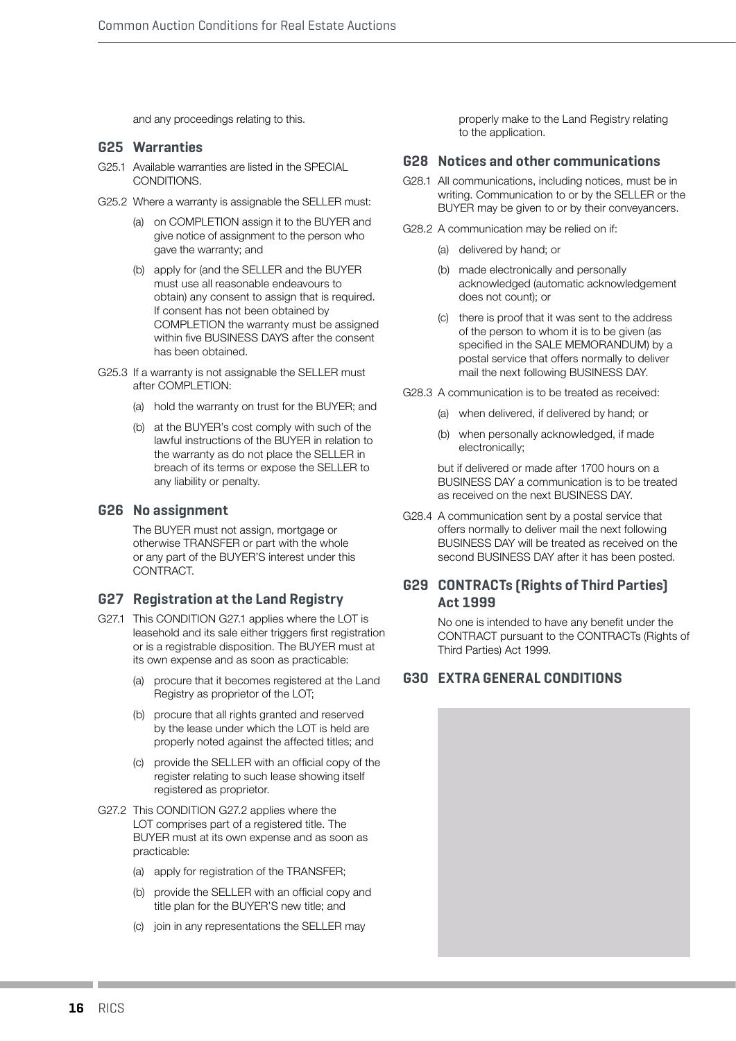and any proceedings relating to this.

### G25 Warranties

G25.1 Available warranties are listed in the SPECIAL CONDITIONS.

G25.2 Where a warranty is assignable the SELLER must:

(a) on COMPLETION assign it to the BUYER and give notice of assignment to the person who gave the warranty; and

(b) apply for (and the SELLER and the BUYER must use all reasonable endeavours to obtain) any consent to assign that is required. If consent has not been obtained by COMPLETION the warranty must be assigned within five BUSINESS DAYS after the consent has been obtained.

G25.3 If a warranty is not assignable the SELLER must after COMPLETION:

(a) hold the warranty on trust for the BUYER; and

(b) at the BUYER's cost comply with such of the lawful instructions of the BUYER in relation to the warranty as do not place the SELLER in breach of its terms or expose the SELLER to any liability or penalty.

### G26 No assignment

The BUYER must not assign, mortgage or otherwise TRANSFER or part with the whole or any part of the BUYER'S interest under this CONTRACT.

### G27 Registration at the Land Registry

G27.1 This CONDITION G27.1 applies where the LOT is leasehold and its sale either triggers first registration or is a registrable disposition. The BUYER must at its own expense and as soon as practicable:

(a) procure that it becomes registered at the Land Registry as proprietor of the LOT;

(b) procure that all rights granted and reserved by the lease under which the LOT is held are properly noted against the affected titles; and

(c) provide the SELLER with an official copy of the register relating to such lease showing itself registered as proprietor.

G27.2 This CONDITION G27.2 applies where the LOT comprises part of a registered title. The BUYER must at its own expense and as soon as practicable:

(a) apply for registration of the TRANSFER;

(b) provide the SELLER with an official copy and title plan for the BUYER'S new title; and

(c) join in any representations the SELLER may properly make to the Land Registry relating to the application.

### G28 Notices and other communications

G28.1 All communications, including notices, must be in writing. Communication to or by the SELLER or the BUYER may be given to or by their conveyancers.

G28.2 A communication may be relied on if:

(a) delivered by hand; or

(b) made electronically and personally acknowledged (automatic acknowledgement does not count); or

(c) there is proof that it was sent to the address of the person to whom it is to be given (as specified in the SALE MEMORANDUM) by a postal service that offers normally to deliver mail the next following BUSINESS DAY.

G28.3 A communication is to be treated as received:

(a) when delivered, if delivered by hand; or

(b) when personally acknowledged, if made electronically;

but if delivered or made after 1700 hours on a BUSINESS DAY a communication is to be treated as received on the next BUSINESS DAY.

G28.4 A communication sent by a postal service that offers normally to deliver mail the next following BUSINESS DAY will be treated as received on the second BUSINESS DAY after it has been posted.

### G29 CONTRACTs (Rights of Third Parties) Act 1999

No one is intended to have any benefit under the CONTRACT pursuant to the CONTRACTs (Rights of Third Parties) Act 1999.

### G30 EXTRA GENERAL CONDITIONS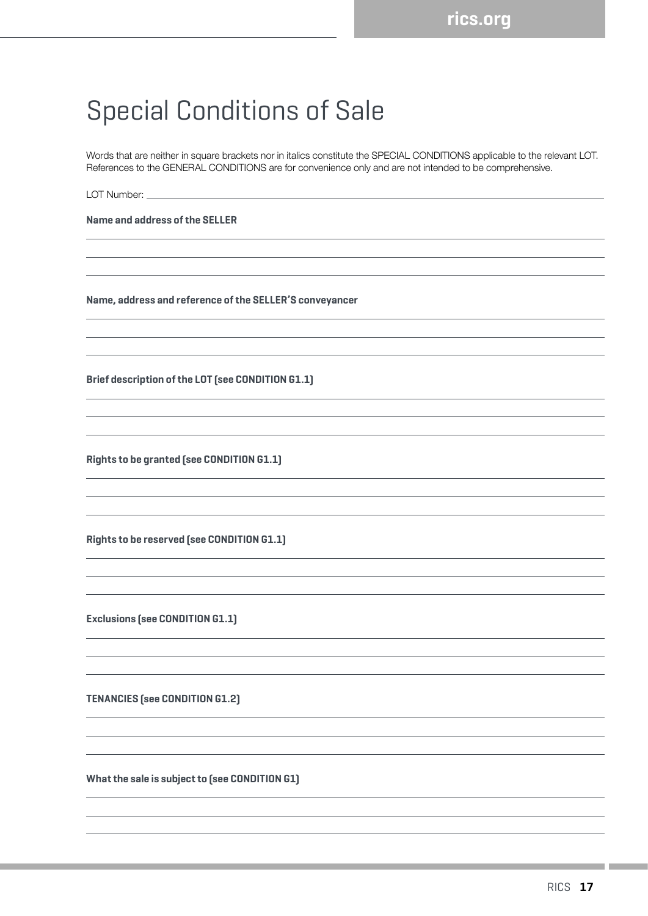# Special Conditions of Sale

Words that are neither in square brackets nor in italics constitute the SPECIAL CONDITIONS applicable to the relevant LOT. References to the GENERAL CONDITIONS are for convenience only and are not intended to be comprehensive.

LOT Number: \_\_\_\_\_\_\_\_\_\_\_\_\_\_\_\_\_\_\_\_\_\_\_\_\_\_\_\_\_\_\_\_\_\_\_\_\_\_\_\_

**Name and address of the SELLER**

\_\_\_\_\_\_\_\_\_\_\_\_\_\_\_\_\_\_\_\_\_\_\_\_\_\_\_\_\_\_\_\_\_\_\_\_\_\_\_\_

\_\_\_\_\_\_\_\_\_\_\_\_\_\_\_\_\_\_\_\_\_\_\_\_\_\_\_\_\_\_\_\_\_\_\_\_\_\_\_\_

\_\_\_\_\_\_\_\_\_\_\_\_\_\_\_\_\_\_\_\_\_\_\_\_\_\_\_\_\_\_\_\_\_\_\_\_\_\_\_\_

**Name, address and reference of the SELLER'S conveyancer**

\_\_\_\_\_\_\_\_\_\_\_\_\_\_\_\_\_\_\_\_\_\_\_\_\_\_\_\_\_\_\_\_\_\_\_\_\_\_\_\_

\_\_\_\_\_\_\_\_\_\_\_\_\_\_\_\_\_\_\_\_\_\_\_\_\_\_\_\_\_\_\_\_\_\_\_\_\_\_\_\_

\_\_\_\_\_\_\_\_\_\_\_\_\_\_\_\_\_\_\_\_\_\_\_\_\_\_\_\_\_\_\_\_\_\_\_\_\_\_\_\_

**Brief description of the LOT (see CONDITION G1.1)**

\_\_\_\_\_\_\_\_\_\_\_\_\_\_\_\_\_\_\_\_\_\_\_\_\_\_\_\_\_\_\_\_\_\_\_\_\_\_\_\_

\_\_\_\_\_\_\_\_\_\_\_\_\_\_\_\_\_\_\_\_\_\_\_\_\_\_\_\_\_\_\_\_\_\_\_\_\_\_\_\_

\_\_\_\_\_\_\_\_\_\_\_\_\_\_\_\_\_\_\_\_\_\_\_\_\_\_\_\_\_\_\_\_\_\_\_\_\_\_\_\_

**Rights to be granted (see CONDITION G1.1)**

\_\_\_\_\_\_\_\_\_\_\_\_\_\_\_\_\_\_\_\_\_\_\_\_\_\_\_\_\_\_\_\_\_\_\_\_\_\_\_\_

\_\_\_\_\_\_\_\_\_\_\_\_\_\_\_\_\_\_\_\_\_\_\_\_\_\_\_\_\_\_\_\_\_\_\_\_\_\_\_\_

\_\_\_\_\_\_\_\_\_\_\_\_\_\_\_\_\_\_\_\_\_\_\_\_\_\_\_\_\_\_\_\_\_\_\_\_\_\_\_\_

**Rights to be reserved (see CONDITION G1.1)**

\_\_\_\_\_\_\_\_\_\_\_\_\_\_\_\_\_\_\_\_\_\_\_\_\_\_\_\_\_\_\_\_\_\_\_\_\_\_\_\_

\_\_\_\_\_\_\_\_\_\_\_\_\_\_\_\_\_\_\_\_\_\_\_\_\_\_\_\_\_\_\_\_\_\_\_\_\_\_\_\_

\_\_\_\_\_\_\_\_\_\_\_\_\_\_\_\_\_\_\_\_\_\_\_\_\_\_\_\_\_\_\_\_\_\_\_\_\_\_\_\_

**Exclusions (see CONDITION G1.1)**

\_\_\_\_\_\_\_\_\_\_\_\_\_\_\_\_\_\_\_\_\_\_\_\_\_\_\_\_\_\_\_\_\_\_\_\_\_\_\_\_

\_\_\_\_\_\_\_\_\_\_\_\_\_\_\_\_\_\_\_\_\_\_\_\_\_\_\_\_\_\_\_\_\_\_\_\_\_\_\_\_

\_\_\_\_\_\_\_\_\_\_\_\_\_\_\_\_\_\_\_\_\_\_\_\_\_\_\_\_\_\_\_\_\_\_\_\_\_\_\_\_

**TENANCIES (see CONDITION G1.2)**

\_\_\_\_\_\_\_\_\_\_\_\_\_\_\_\_\_\_\_\_\_\_\_\_\_\_\_\_\_\_\_\_\_\_\_\_\_\_\_\_

\_\_\_\_\_\_\_\_\_\_\_\_\_\_\_\_\_\_\_\_\_\_\_\_\_\_\_\_\_\_\_\_\_\_\_\_\_\_\_\_

\_\_\_\_\_\_\_\_\_\_\_\_\_\_\_\_\_\_\_\_\_\_\_\_\_\_\_\_\_\_\_\_\_\_\_\_\_\_\_\_

**What the sale is subject to (see CONDITION G1)**

\_\_\_\_\_\_\_\_\_\_\_\_\_\_\_\_\_\_\_\_\_\_\_\_\_\_\_\_\_\_\_\_\_\_\_\_\_\_\_\_

\_\_\_\_\_\_\_\_\_\_\_\_\_\_\_\_\_\_\_\_\_\_\_\_\_\_\_\_\_\_\_\_\_\_\_\_\_\_\_\_

\_\_\_\_\_\_\_\_\_\_\_\_\_\_\_\_\_\_\_\_\_\_\_\_\_\_\_\_\_\_\_\_\_\_\_\_\_\_\_\_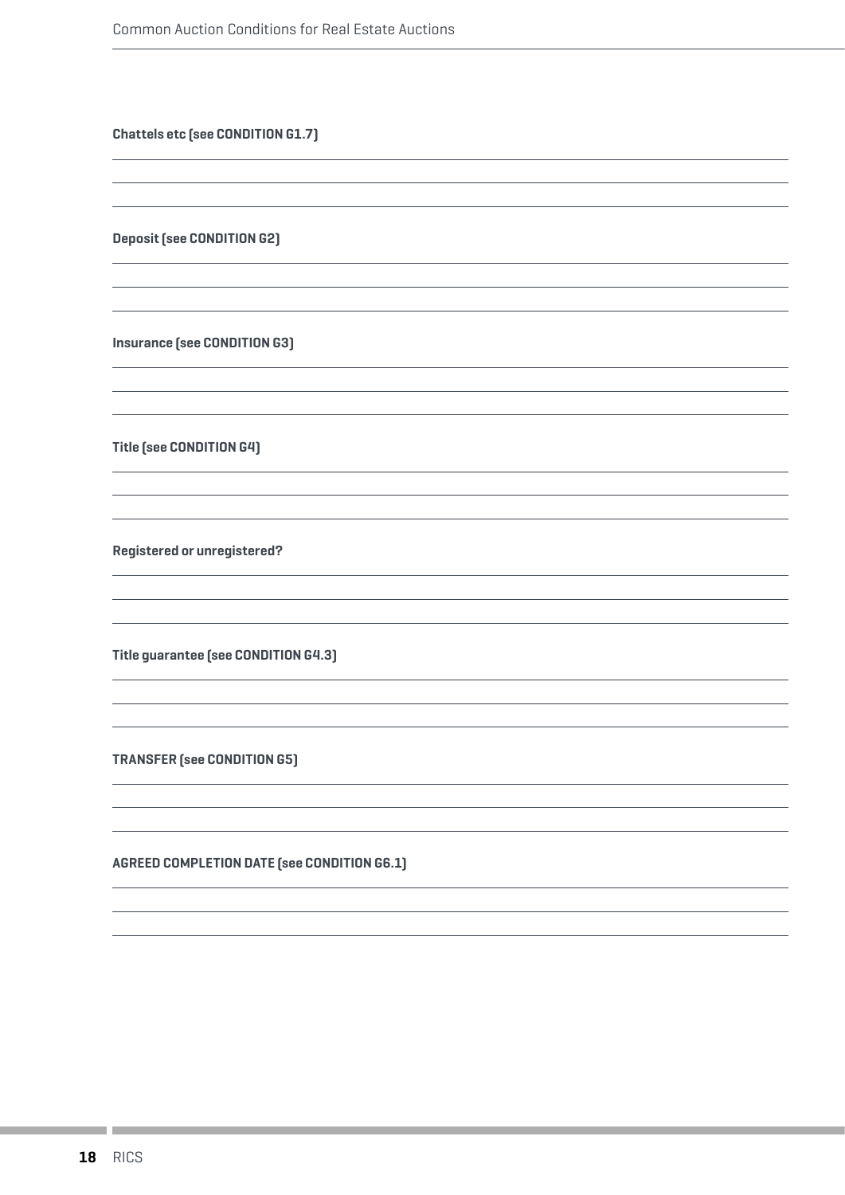**Chattels etc (see CONDITION G1.7)**

**Deposit (see CONDITION G2)**

**Insurance (see CONDITION G3)**

**Title (see CONDITION G4)**

**Registered or unregistered?**

**Title guarantee (see CONDITION G4.3)**

**TRANSFER (see CONDITION G5)**

**AGREED COMPLETION DATE (see CONDITION G6.1)**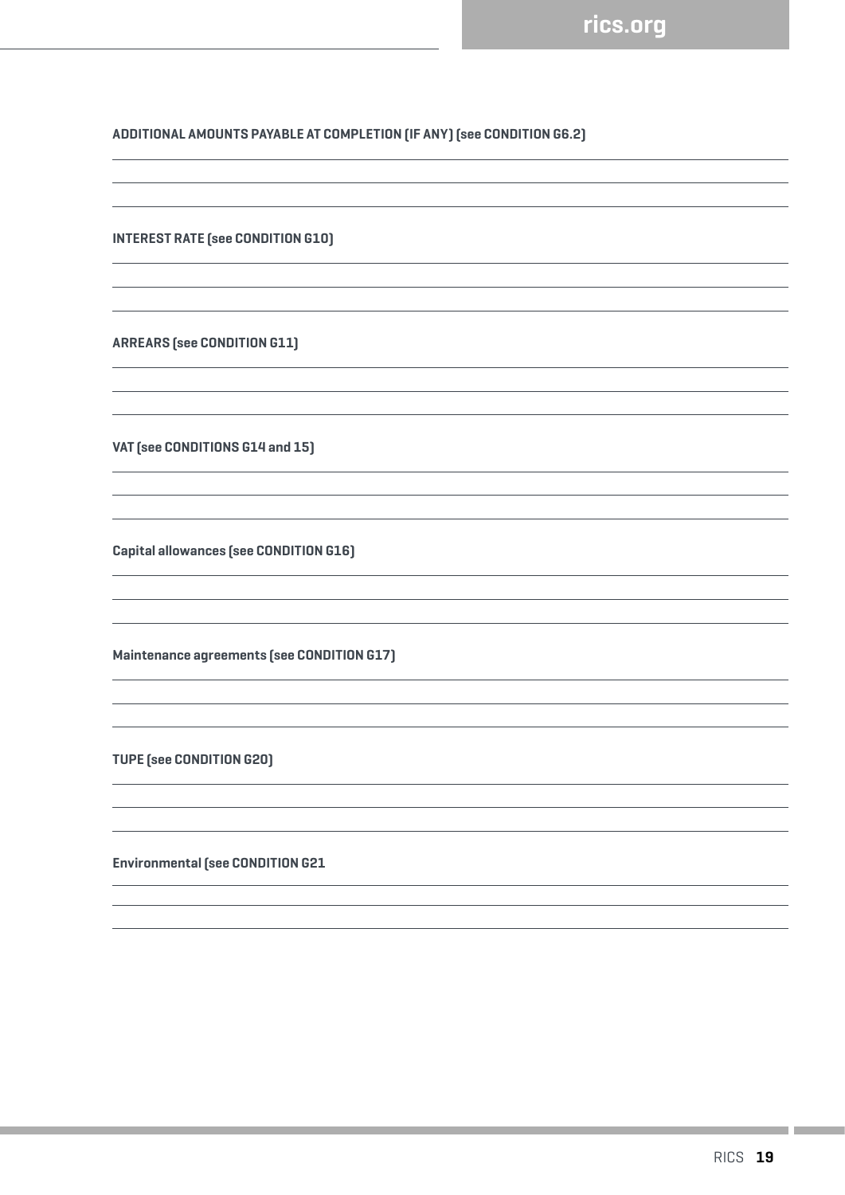**ADDITIONAL AMOUNTS PAYABLE AT COMPLETION (IF ANY) (see CONDITION G6.2)**

**INTEREST RATE (see CONDITION G10)**

**ARREARS (see CONDITION G11)**

**VAT (see CONDITIONS G14 and 15)**

**Capital allowances (see CONDITION G16)**

**Maintenance agreements (see CONDITION G17)**

**TUPE (see CONDITION G20)**

**Environmental (see CONDITION G21**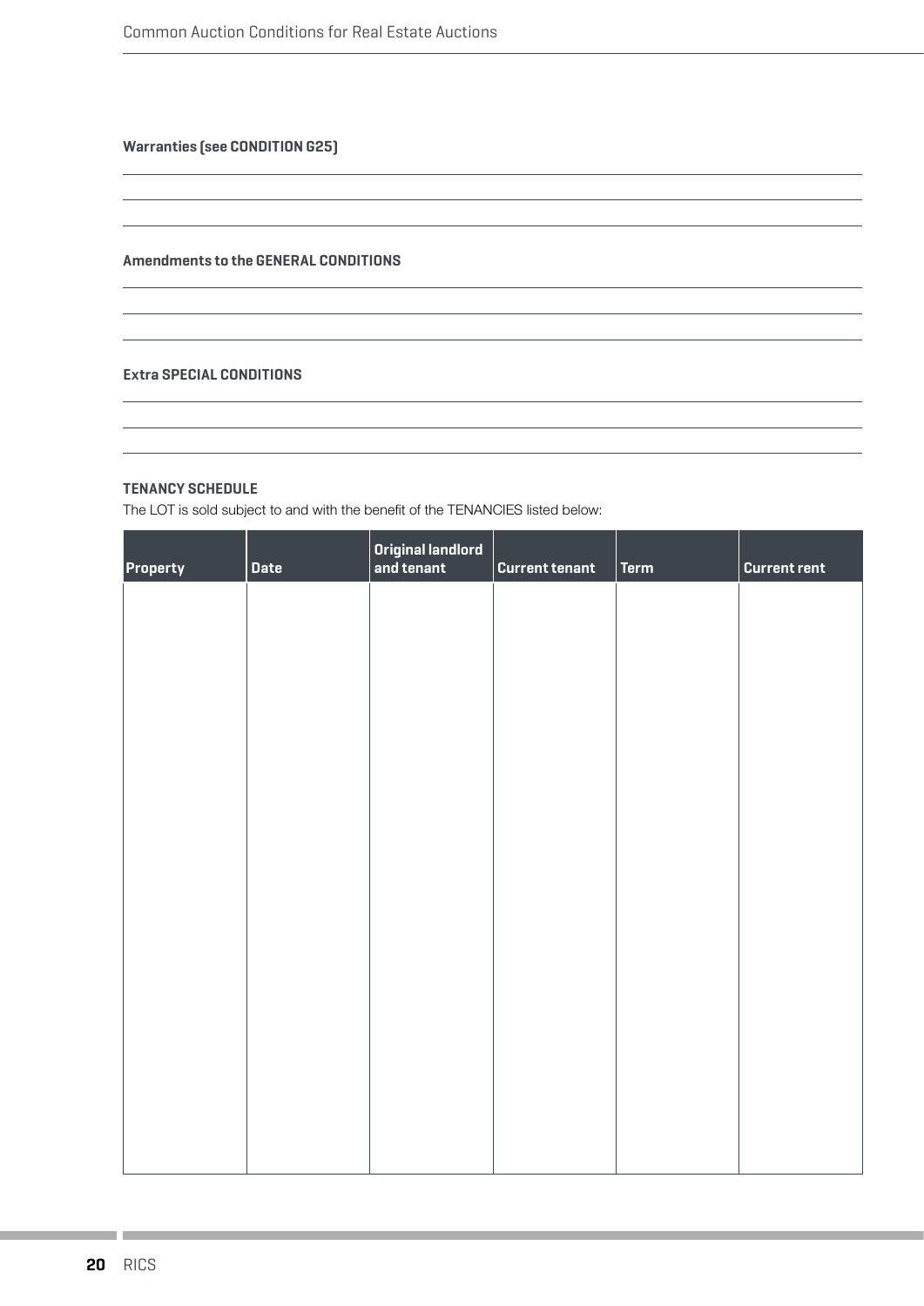**Warranties (see CONDITION G25)**

**Amendments to the GENERAL CONDITIONS**

**Extra SPECIAL CONDITIONS**

**TENANCY SCHEDULE**

The LOT is sold subject to and with the benefit of the TENANCIES listed below:

| Property | Date | Original landlord and tenant | Current tenant | Term | Current rent |
|---|---|---|---|---|---|
| | | | | | |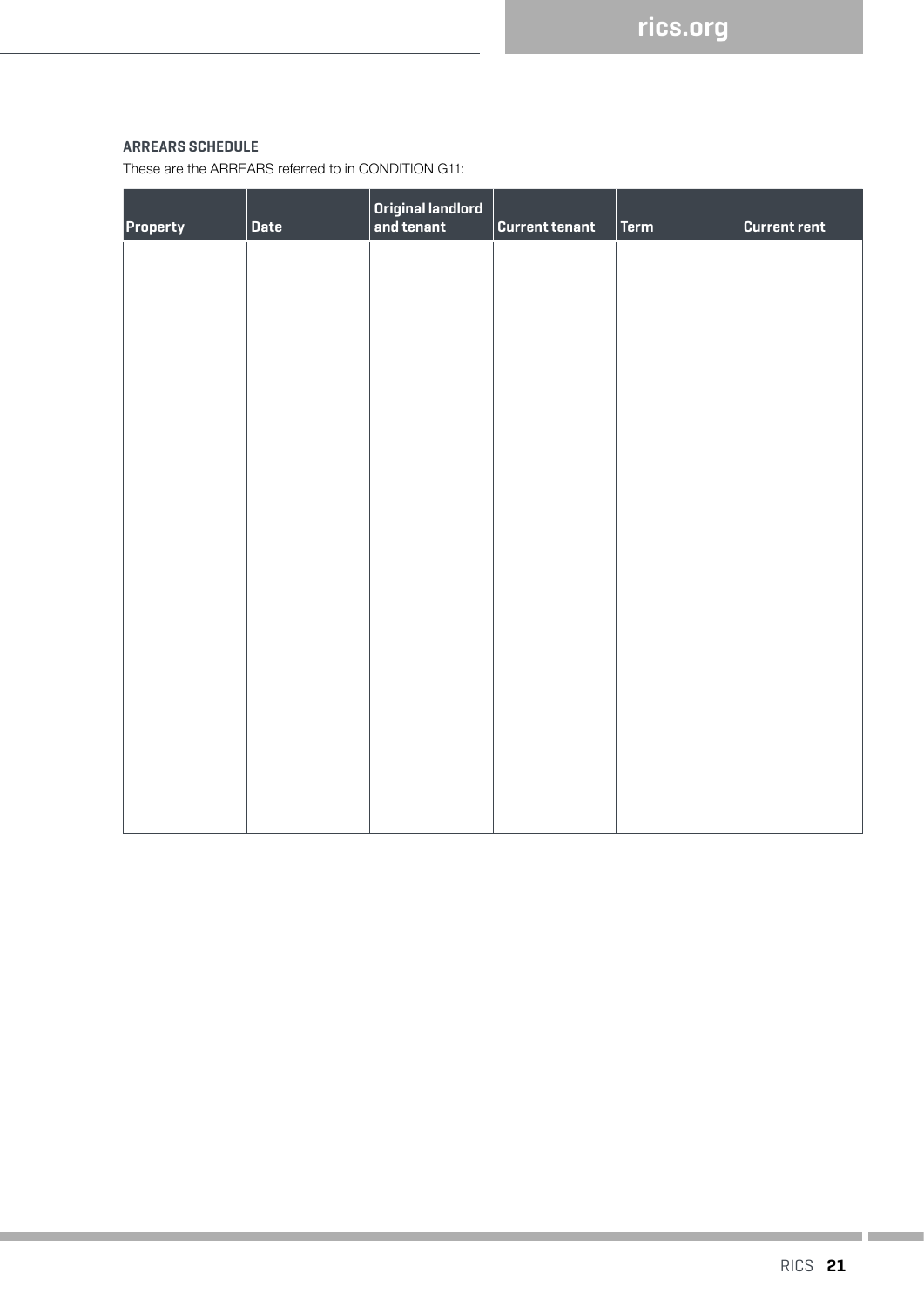**ARREARS SCHEDULE**

These are the ARREARS referred to in CONDITION G11:

| Property | Date | Original landlord and tenant | Current tenant | Term | Current rent |
|---|---|---|---|---|---|
| | | | | | |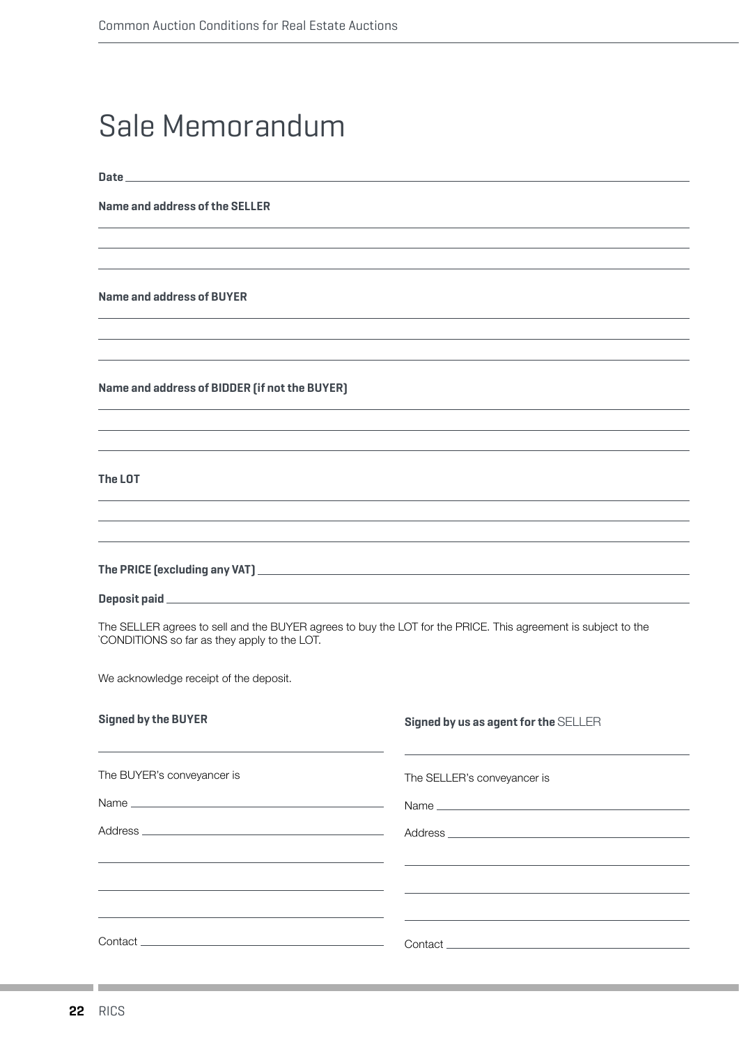# Sale Memorandum

**Date** ______________________________

**Name and address of the SELLER**

______________________________

______________________________

______________________________

**Name and address of BUYER**

______________________________

______________________________

______________________________

**Name and address of BIDDER (if not the BUYER)**

______________________________

______________________________

______________________________

**The LOT**

______________________________

______________________________

______________________________

**The PRICE (excluding any VAT)** ______________________________

**Deposit paid** ______________________________

The SELLER agrees to sell and the BUYER agrees to buy the LOT for the PRICE. This agreement is subject to the `CONDITIONS so far as they apply to the LOT.

We acknowledge receipt of the deposit.

**Signed by the BUYER**

______________________________

The BUYER's conveyancer is

Name ______________________________

Address ______________________________

______________________________

______________________________

______________________________

Contact ______________________________

**Signed by us as agent for the** SELLER

______________________________

The SELLER's conveyancer is

Name ______________________________

Address ______________________________

______________________________

______________________________

______________________________

Contact ______________________________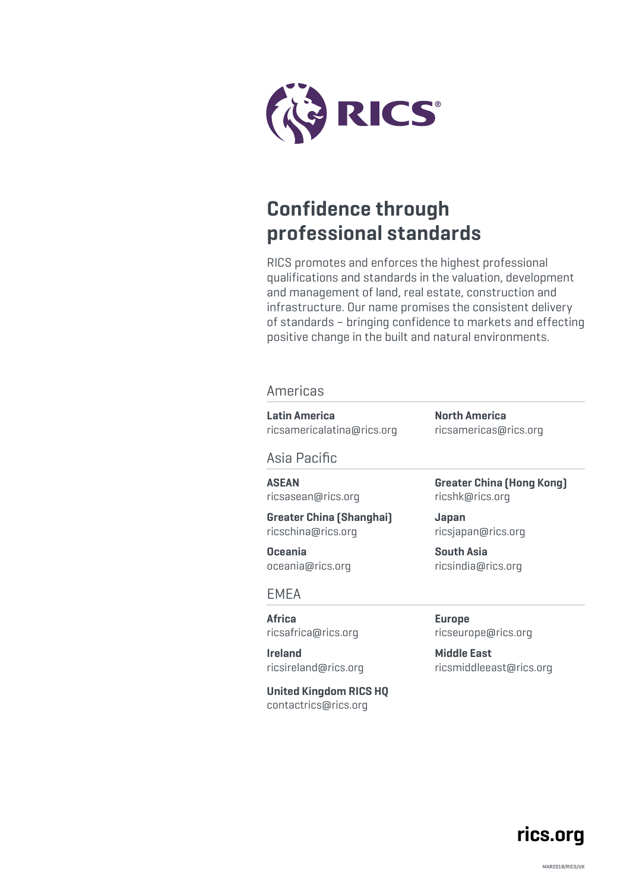# Confidence through professional standards

RICS promotes and enforces the highest professional qualifications and standards in the valuation, development and management of land, real estate, construction and infrastructure. Our name promises the consistent delivery of standards – bringing confidence to markets and effecting positive change in the built and natural environments.

## Americas

**Latin America**
ricsamericalatina@rics.org

**North America**
ricsamericas@rics.org

## Asia Pacific

**ASEAN**
ricsasean@rics.org

**Greater China (Hong Kong)**
ricshk@rics.org

**Greater China (Shanghai)**
ricschina@rics.org

**Japan**
ricsjapan@rics.org

**Oceania**
oceania@rics.org

**South Asia**
ricsindia@rics.org

## EMEA

**Africa**
ricsafrica@rics.org

**Europe**
ricseurope@rics.org

**Ireland**
ricsireland@rics.org

**Middle East**
ricsmiddleeast@rics.org

**United Kingdom RICS HQ**
contactrics@rics.org

**rics.org**

MAR2018/RICS/UK